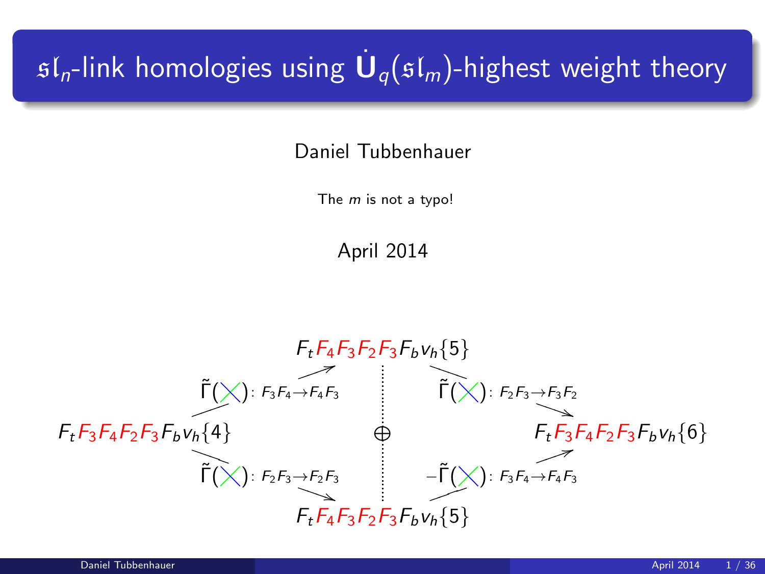# $\mathfrak{sl}_n$-link homologies using $\dot{\mathbf{U}}_q(\mathfrak{sl}_m)$-highest weight theory

Daniel Tubbenhauer

The $m$ is not a typo!

April 2014

$$F_tF_4F_3F_2F_3F_bv_h\{5\}$$

$$\tilde{\Gamma}(\times)\colon F_3F_4\to F_4F_3 \qquad \tilde{\Gamma}(\times)\colon F_2F_3\to F_3F_2$$

$$F_tF_3F_4F_2F_3F_bv_h\{4\} \qquad \oplus \qquad F_tF_3F_4F_2F_3F_bv_h\{6\}$$

$$\tilde{\Gamma}(\times)\colon F_2F_3\to F_2F_3 \qquad -\tilde{\Gamma}(\times)\colon F_3F_4\to F_4F_3$$

$$F_tF_4F_3F_2F_3F_bv_h\{5\}$$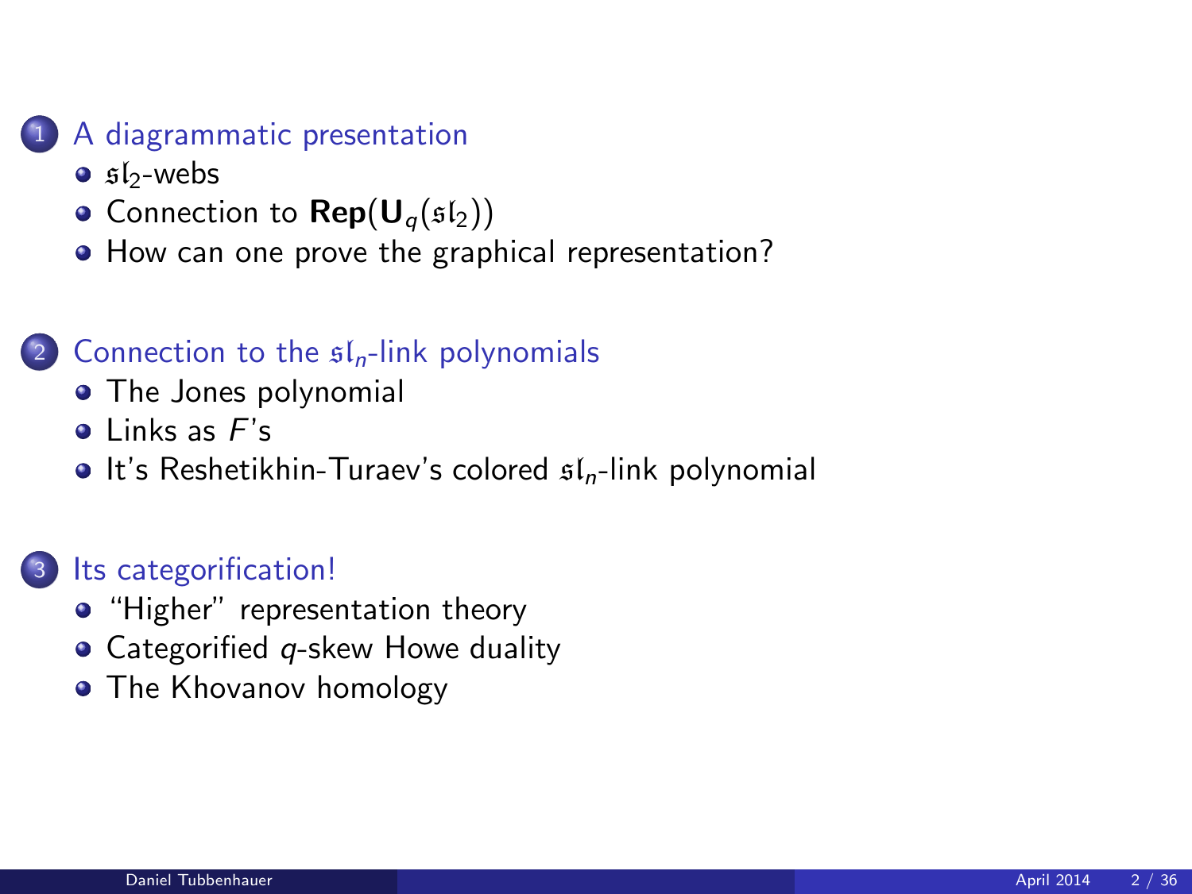1. A diagrammatic presentation
   - $\mathfrak{sl}_2$-webs
   - Connection to $\mathbf{Rep}(\mathbf{U}_q(\mathfrak{sl}_2))$
   - How can one prove the graphical representation?

2. Connection to the $\mathfrak{sl}_n$-link polynomials
   - The Jones polynomial
   - Links as $F$'s
   - It's Reshetikhin-Turaev's colored $\mathfrak{sl}_n$-link polynomial

3. Its categorification!
   - "Higher" representation theory
   - Categorified $q$-skew Howe duality
   - The Khovanov homology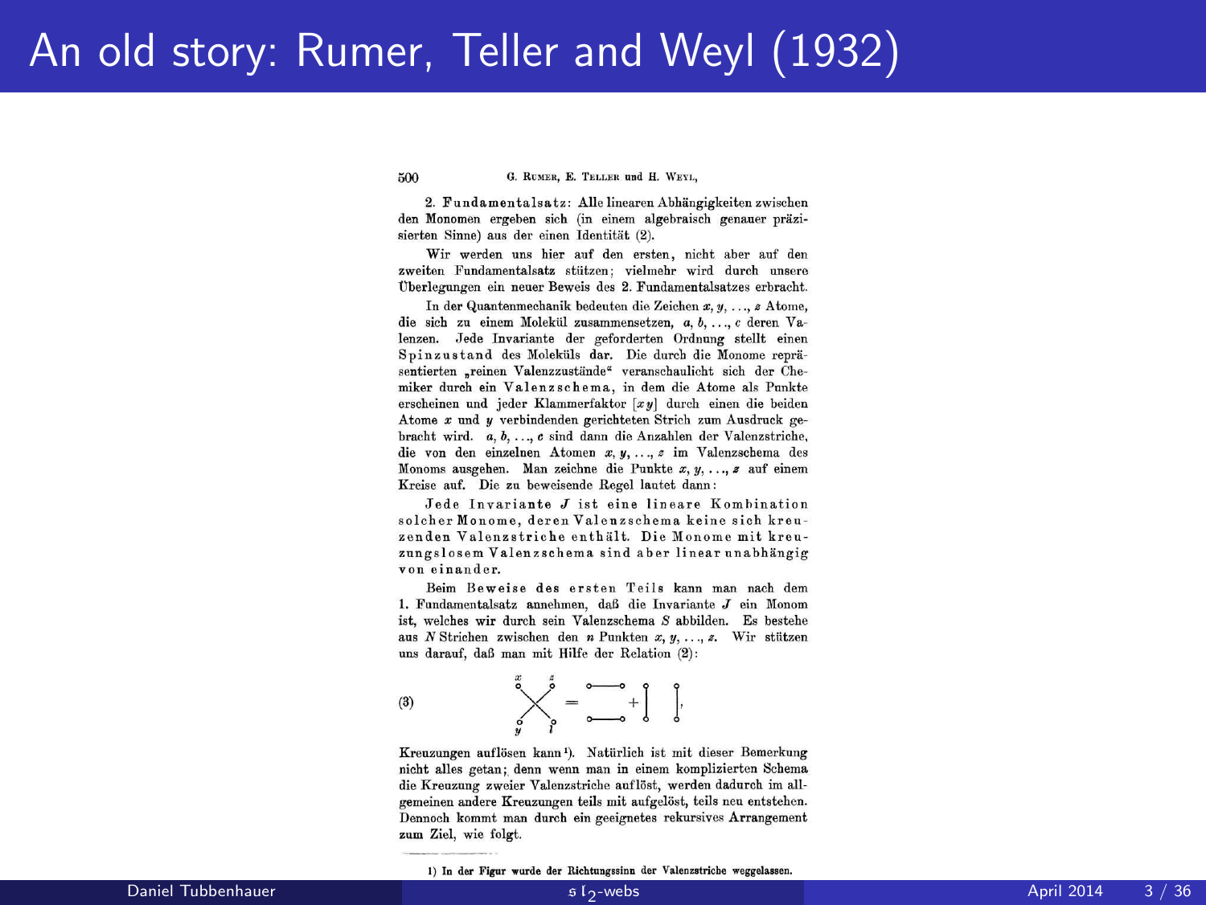# An old story: Rumer, Teller and Weyl (1932)

500 G. Rumer, E. Teller und H. Weyl,

2. Fundamentalsatz: Alle linearen Abhängigkeiten zwischen den Monomen ergeben sich (in einem algebraisch genauer präzisierten Sinne) aus der einen Identität (2).

Wir werden uns hier auf den ersten, nicht aber auf den zweiten Fundamentalsatz stützen; vielmehr wird durch unsere Überlegungen ein neuer Beweis des 2. Fundamentalsatzes erbracht.

In der Quantenmechanik bedeuten die Zeichen $x, y, \ldots, z$ Atome, die sich zu einem Molekül zusammensetzen, $a, b, \ldots, c$ deren Valenzen. Jede Invariante der geforderten Ordnung stellt einen Spinzustand des Moleküls dar. Die durch die Monome repräsentierten „reinen Valenzzustände" veranschaulicht sich der Chemiker durch ein Valenzschema, in dem die Atome als Punkte erscheinen und jeder Klammerfaktor $[xy]$ durch einen die beiden Atome $x$ und $y$ verbindenden gerichteten Strich zum Ausdruck gebracht wird. $a, b, \ldots, c$ sind dann die Anzahlen der Valenzstriche, die von den einzelnen Atomen $x, y, \ldots, z$ im Valenzschema des Monoms ausgehen. Man zeichne die Punkte $x, y, \ldots, z$ auf einem Kreise auf. Die zu beweisende Regel lautet dann:

Jede Invariante $J$ ist eine lineare Kombination solcher Monome, deren Valenzschema keine sich kreuzenden Valenzstriche enthält. Die Monome mit kreuzungslosem Valenzschema sind aber linear unabhängig von einander.

Beim Beweise des ersten Teils kann man nach dem 1. Fundamentalsatz annehmen, daß die Invariante $J$ ein Monom ist, welches wir durch sein Valenzschema $S$ abbilden. Es bestehe aus $N$ Strichen zwischen den $n$ Punkten $x, y, \ldots, z$. Wir stützen uns darauf, daß man mit Hilfe der Relation (2):

(3) [Diagramm: Kreuzung der Striche zwischen $x$, $z$, $y$, $t$ = horizontale Striche + vertikale Striche]

Kreuzungen auflösen kann[1]). Natürlich ist mit dieser Bemerkung nicht alles getan; denn wenn man in einem komplizierten Schema die Kreuzung zweier Valenzstriche auflöst, werden dadurch im allgemeinen andere Kreuzungen teils mit aufgelöst, teils neu entstehen. Dennoch kommt man durch ein geeignetes rekursives Arrangement zum Ziel, wie folgt.

1) In der Figur wurde der Richtungssinn der Valenzstriche weggelassen.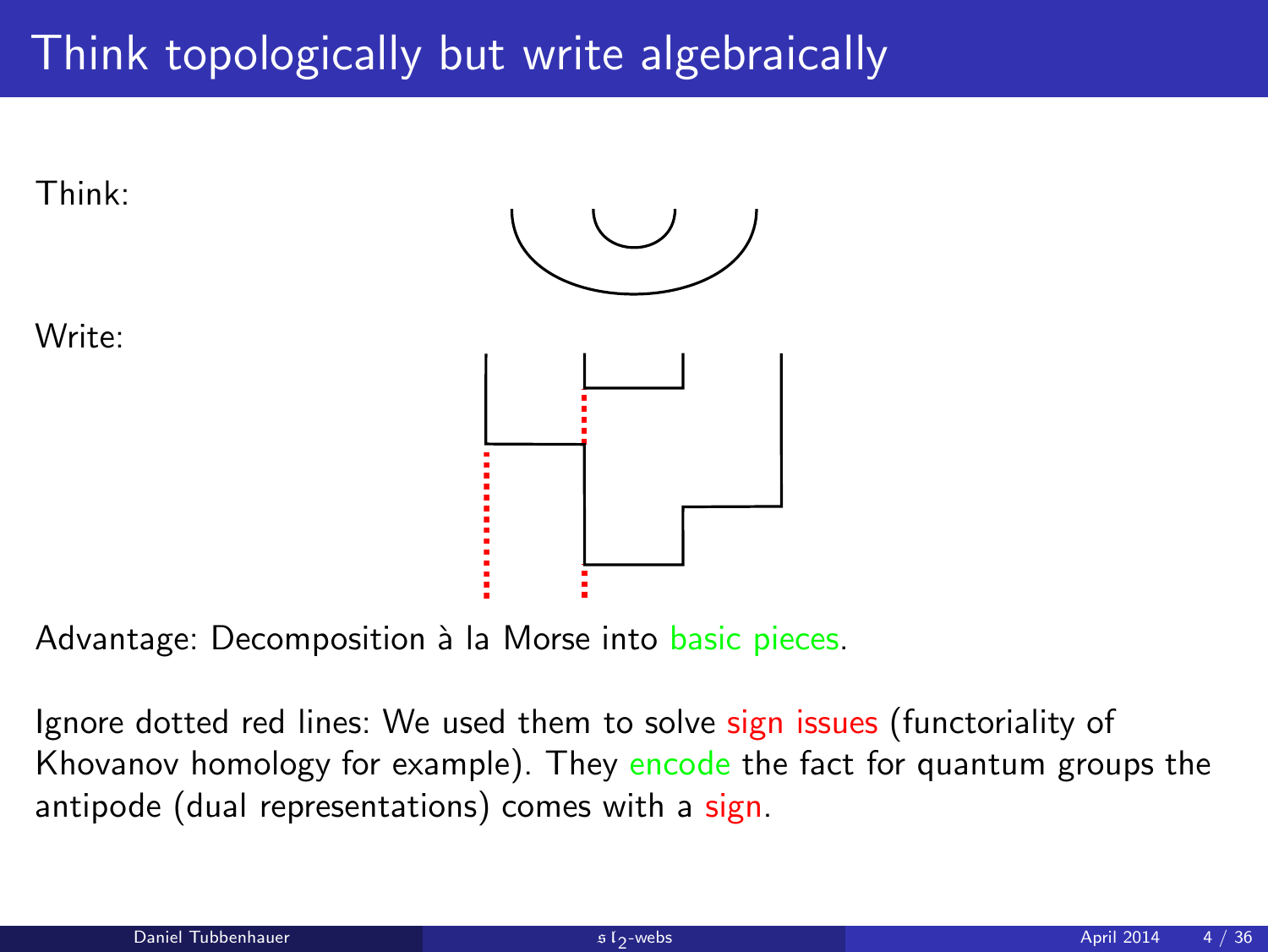# Think topologically but write algebraically

Think:

Write:

Advantage: Decomposition à la Morse into basic pieces.

Ignore dotted red lines: We used them to solve sign issues (functoriality of Khovanov homology for example). They encode the fact for quantum groups the antipode (dual representations) comes with a sign.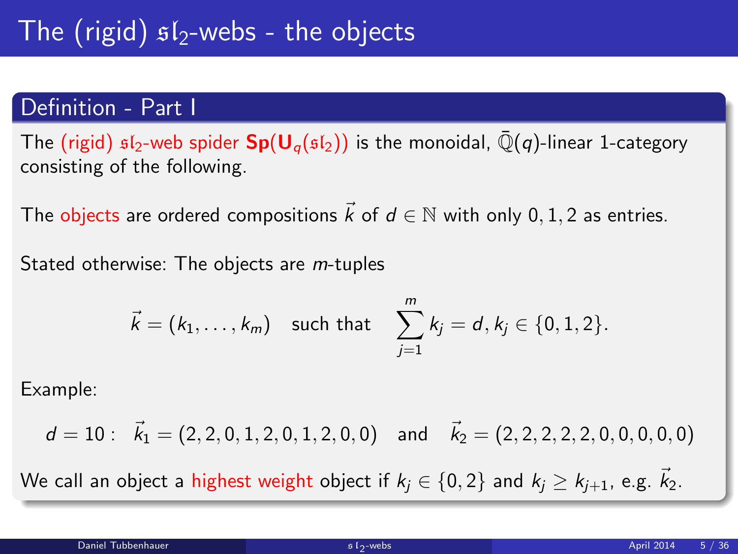# The (rigid) $\mathfrak{sl}_2$-webs - the objects

## Definition - Part I

The (rigid) $\mathfrak{sl}_2$-web spider $\mathbf{Sp}(\mathbf{U}_q(\mathfrak{sl}_2))$ is the monoidal, $\bar{\mathbb{Q}}(q)$-linear 1-category consisting of the following.

The objects are ordered compositions $\vec{k}$ of $d \in \mathbb{N}$ with only $0, 1, 2$ as entries.

Stated otherwise: The objects are $m$-tuples

$$\vec{k} = (k_1, \dots, k_m) \quad \text{such that} \quad \sum_{j=1}^{m} k_j = d, k_j \in \{0, 1, 2\}.$$

Example:

$$d = 10: \quad \vec{k}_1 = (2, 2, 0, 1, 2, 0, 1, 2, 0, 0) \quad \text{and} \quad \vec{k}_2 = (2, 2, 2, 2, 2, 0, 0, 0, 0, 0)$$

We call an object a highest weight object if $k_j \in \{0, 2\}$ and $k_j \geq k_{j+1}$, e.g. $\vec{k}_2$.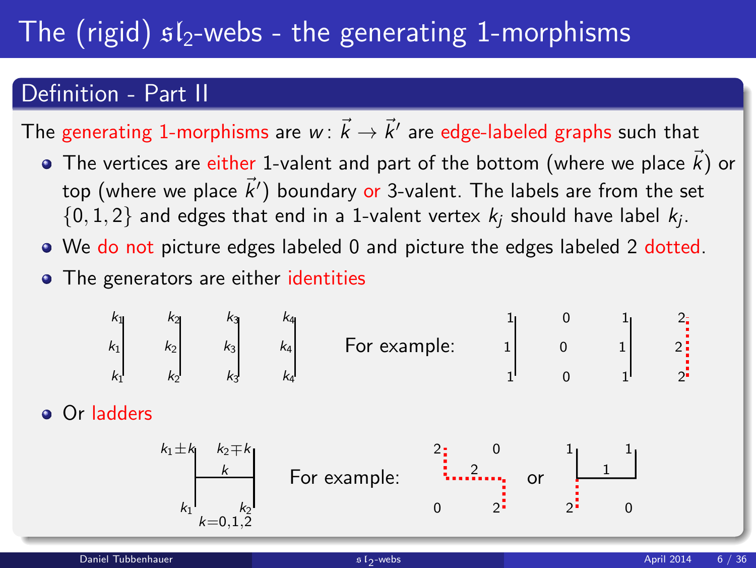# The (rigid) $\mathfrak{sl}_2$-webs - the generating 1-morphisms

## Definition - Part II

The generating 1-morphisms are $w \colon \vec{k} \to \vec{k}'$ are edge-labeled graphs such that

- The vertices are either 1-valent and part of the bottom (where we place $\vec{k}$) or top (where we place $\vec{k}'$) boundary or 3-valent. The labels are from the set $\{0, 1, 2\}$ and edges that end in a 1-valent vertex $k_j$ should have label $k_j$.
- We do not picture edges labeled 0 and picture the edges labeled 2 dotted.
- The generators are either identities

$k_1$ $k_1$ $k_1$ &nbsp;&nbsp; $k_2$ $k_2$ $k_2$ &nbsp;&nbsp; $k_3$ $k_3$ $k_3$ &nbsp;&nbsp; $k_4$ $k_4$ $k_4$ &nbsp;&nbsp;&nbsp; For example: &nbsp; 1 1 1 &nbsp;&nbsp; 0 0 0 &nbsp;&nbsp; 1 1 1 &nbsp;&nbsp; 2 2 2

- Or ladders

$k_1 \pm k$ &nbsp; $k_2 \mp k$ &nbsp; $k$ &nbsp; $k_1$ &nbsp; $k_2$ &nbsp; $k = 0, 1, 2$ &nbsp;&nbsp;&nbsp; For example: &nbsp; 2 0 2 0 2 &nbsp; or &nbsp; 1 1 1 2 0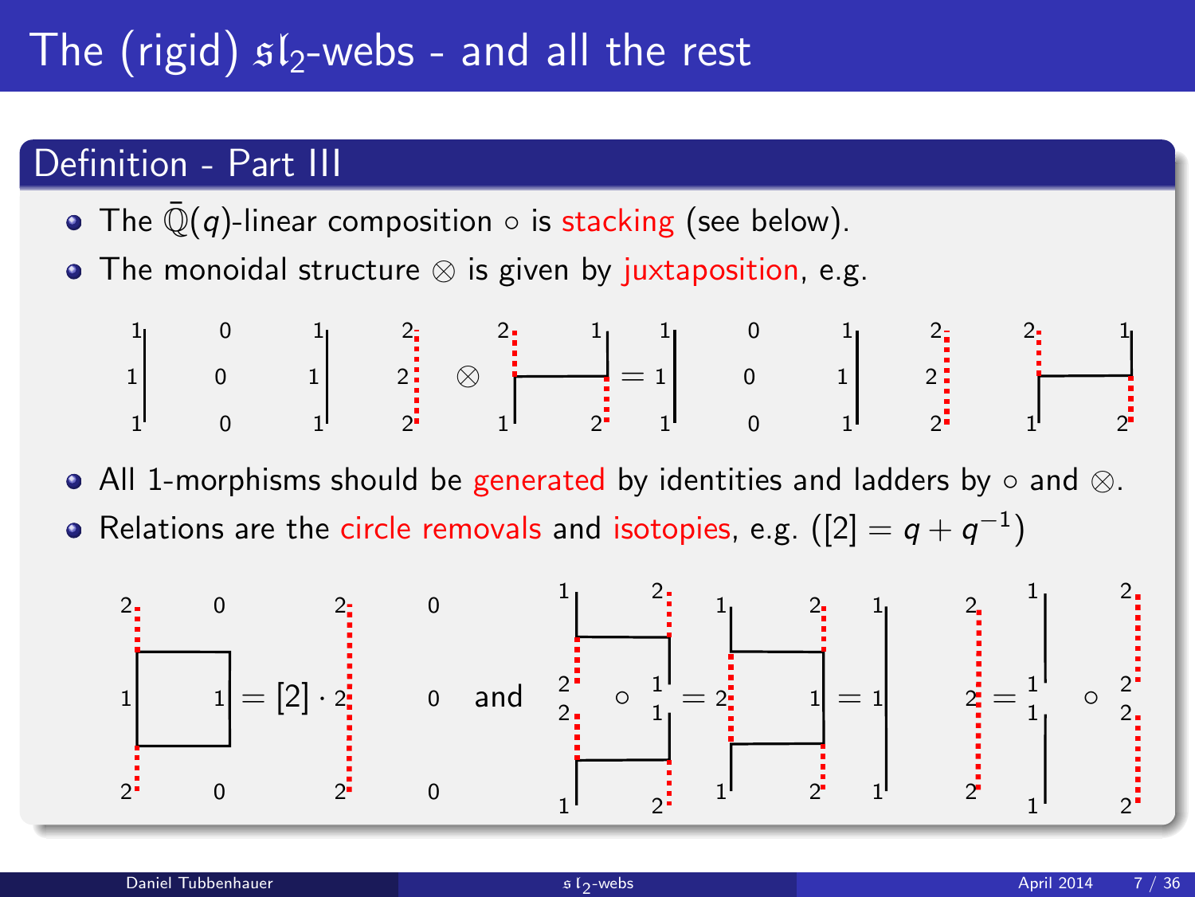# The (rigid) $\mathfrak{sl}_2$-webs - and all the rest

## Definition - Part III

- The $\bar{\mathbb{Q}}(q)$-linear composition $\circ$ is stacking (see below).
- The monoidal structure $\otimes$ is given by juxtaposition, e.g.
- All 1-morphisms should be generated by identities and ladders by $\circ$ and $\otimes$.
- Relations are the circle removals and isotopies, e.g. ($[2] = q + q^{-1}$)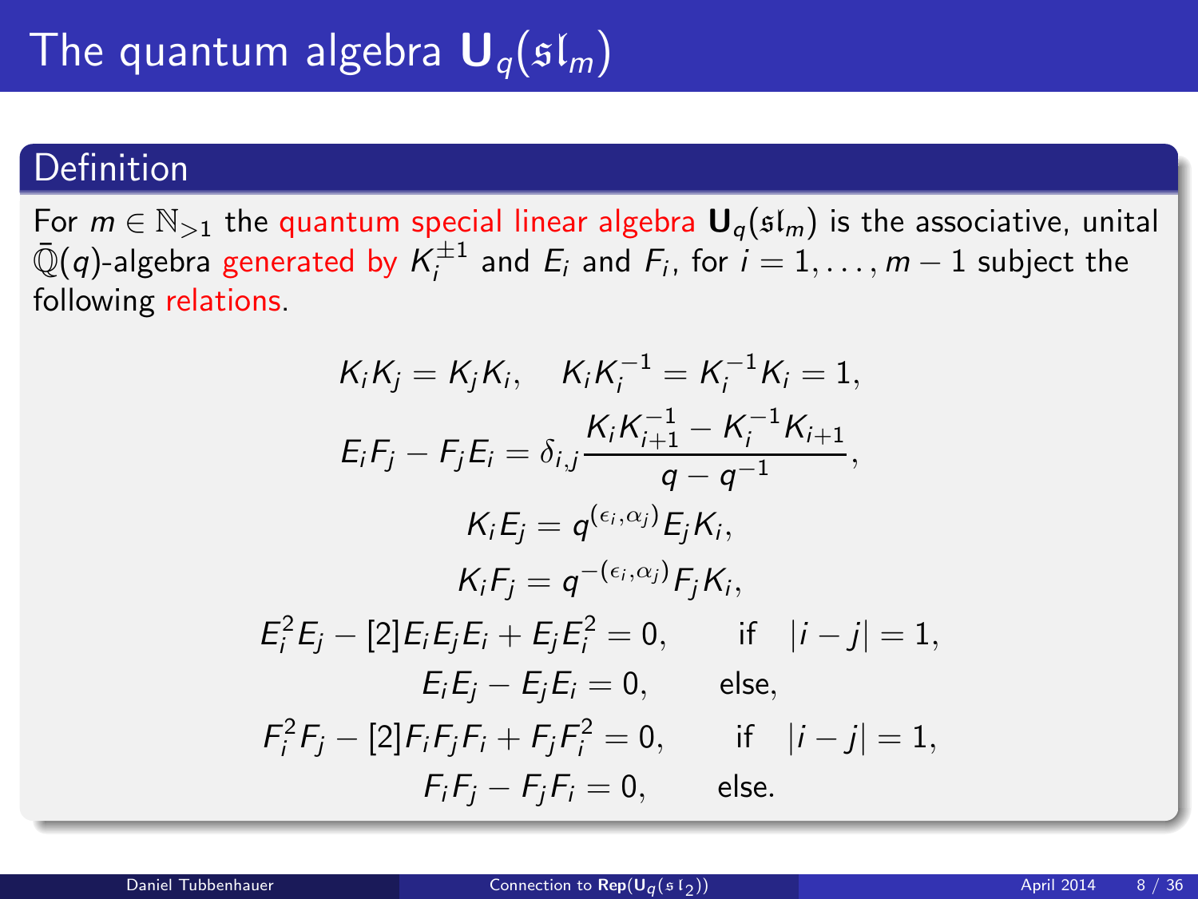# The quantum algebra $\mathbf{U}_q(\mathfrak{sl}_m)$

## Definition

For $m \in \mathbb{N}_{>1}$ the quantum special linear algebra $\mathbf{U}_q(\mathfrak{sl}_m)$ is the associative, unital $\bar{\mathbb{Q}}(q)$-algebra generated by $K_i^{\pm 1}$ and $E_i$ and $F_i$, for $i = 1, \ldots, m-1$ subject the following relations.

$$K_i K_j = K_j K_i, \quad K_i K_i^{-1} = K_i^{-1} K_i = 1,$$

$$E_i F_j - F_j E_i = \delta_{i,j} \frac{K_i K_{i+1}^{-1} - K_i^{-1} K_{i+1}}{q - q^{-1}},$$

$$K_i E_j = q^{(\epsilon_i, \alpha_j)} E_j K_i,$$

$$K_i F_j = q^{-(\epsilon_i, \alpha_j)} F_j K_i,$$

$$E_i^2 E_j - [2] E_i E_j E_i + E_j E_i^2 = 0, \qquad \text{if} \quad |i - j| = 1,$$

$$E_i E_j - E_j E_i = 0, \qquad \text{else},$$

$$F_i^2 F_j - [2] F_i F_j F_i + F_j F_i^2 = 0, \qquad \text{if} \quad |i - j| = 1,$$

$$F_i F_j - F_j F_i = 0, \qquad \text{else}.$$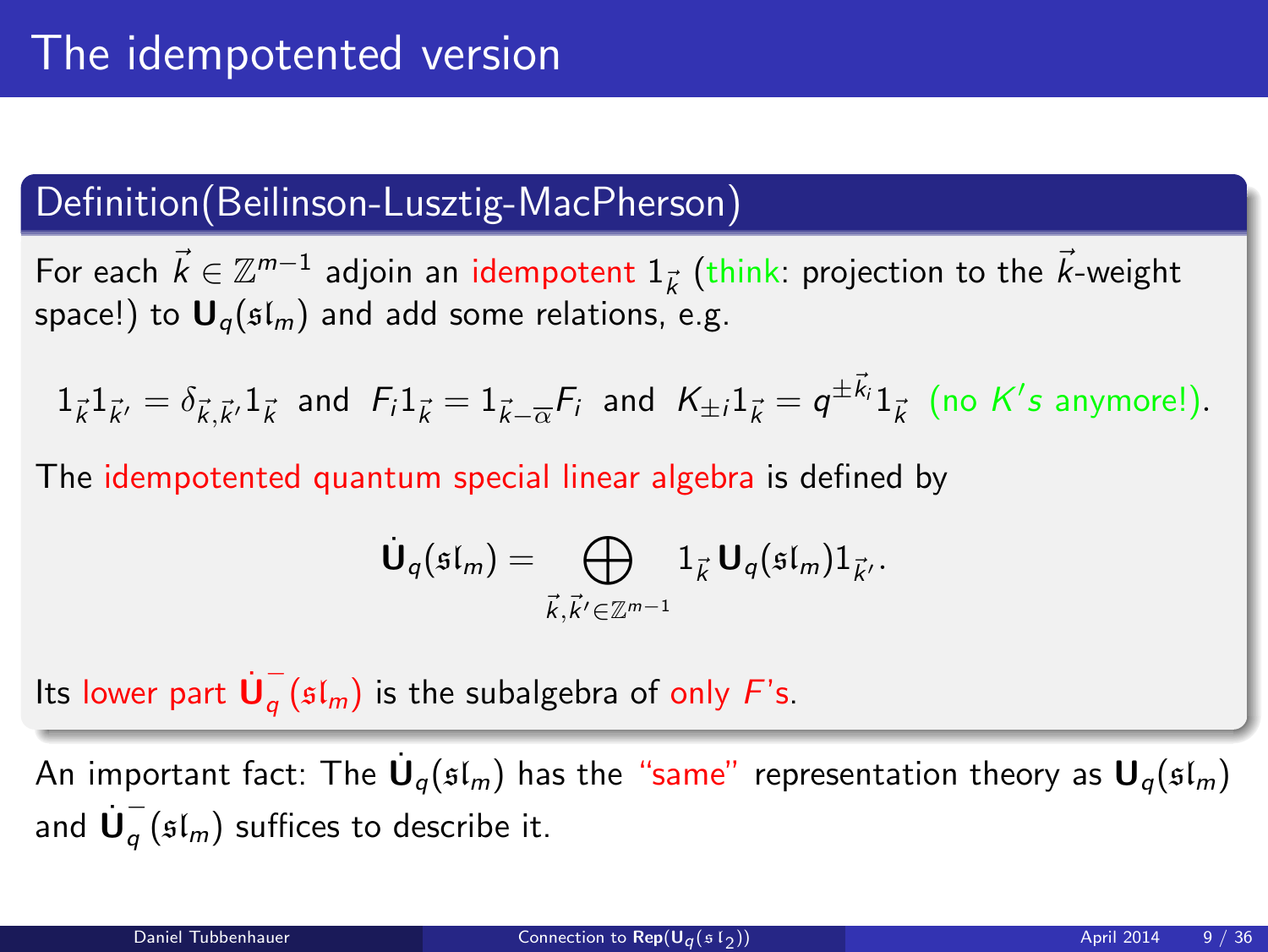# The idempotented version

## Definition(Beilinson-Lusztig-MacPherson)

For each $\vec{k} \in \mathbb{Z}^{m-1}$ adjoin an idempotent $1_{\vec{k}}$ (think: projection to the $\vec{k}$-weight space!) to $\mathbf{U}_q(\mathfrak{sl}_m)$ and add some relations, e.g.

$$1_{\vec{k}} 1_{\vec{k}'} = \delta_{\vec{k},\vec{k}'} 1_{\vec{k}} \text{ and } F_i 1_{\vec{k}} = 1_{\vec{k}-\overline{\alpha}} F_i \text{ and } K_{\pm i} 1_{\vec{k}} = q^{\pm \vec{k}_i} 1_{\vec{k}} \text{ (no } K's \text{ anymore!).}$$

The idempotented quantum special linear algebra is defined by

$$\dot{\mathbf{U}}_q(\mathfrak{sl}_m) = \bigoplus_{\vec{k},\vec{k}' \in \mathbb{Z}^{m-1}} 1_{\vec{k}} \mathbf{U}_q(\mathfrak{sl}_m) 1_{\vec{k}'}.$$

Its lower part $\dot{\mathbf{U}}_q^-(\mathfrak{sl}_m)$ is the subalgebra of only $F$'s.

An important fact: The $\dot{\mathbf{U}}_q(\mathfrak{sl}_m)$ has the "same" representation theory as $\mathbf{U}_q(\mathfrak{sl}_m)$ and $\dot{\mathbf{U}}_q^-(\mathfrak{sl}_m)$ suffices to describe it.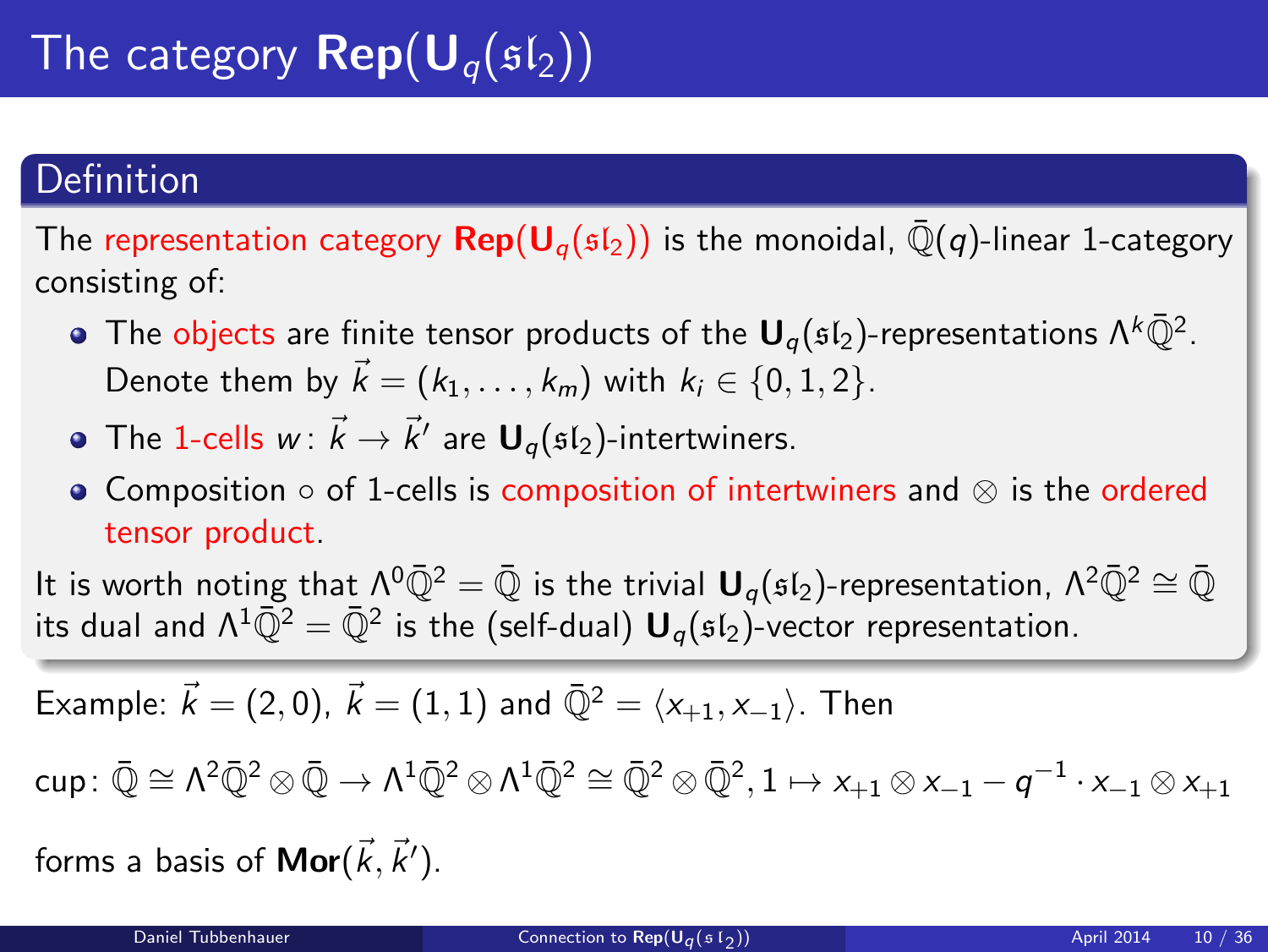# The category $\mathbf{Rep}(\mathbf{U}_q(\mathfrak{sl}_2))$

## Definition

The representation category $\mathbf{Rep}(\mathbf{U}_q(\mathfrak{sl}_2))$ is the monoidal, $\bar{\mathbb{Q}}(q)$-linear 1-category consisting of:

- The objects are finite tensor products of the $\mathbf{U}_q(\mathfrak{sl}_2)$-representations $\Lambda^k\bar{\mathbb{Q}}^2$. Denote them by $\vec{k} = (k_1, \dots, k_m)$ with $k_i \in \{0, 1, 2\}$.
- The 1-cells $w\colon \vec{k} \to \vec{k}'$ are $\mathbf{U}_q(\mathfrak{sl}_2)$-intertwiners.
- Composition $\circ$ of 1-cells is composition of intertwiners and $\otimes$ is the ordered tensor product.

It is worth noting that $\Lambda^0\bar{\mathbb{Q}}^2 = \bar{\mathbb{Q}}$ is the trivial $\mathbf{U}_q(\mathfrak{sl}_2)$-representation, $\Lambda^2\bar{\mathbb{Q}}^2 \cong \bar{\mathbb{Q}}$ its dual and $\Lambda^1\bar{\mathbb{Q}}^2 = \bar{\mathbb{Q}}^2$ is the (self-dual) $\mathbf{U}_q(\mathfrak{sl}_2)$-vector representation.

Example: $\vec{k} = (2, 0)$, $\vec{k} = (1, 1)$ and $\bar{\mathbb{Q}}^2 = \langle x_{+1}, x_{-1}\rangle$. Then

$$\text{cup}\colon \bar{\mathbb{Q}} \cong \Lambda^2\bar{\mathbb{Q}}^2 \otimes \bar{\mathbb{Q}} \to \Lambda^1\bar{\mathbb{Q}}^2 \otimes \Lambda^1\bar{\mathbb{Q}}^2 \cong \bar{\mathbb{Q}}^2 \otimes \bar{\mathbb{Q}}^2, 1 \mapsto x_{+1} \otimes x_{-1} - q^{-1} \cdot x_{-1} \otimes x_{+1}$$

forms a basis of $\mathbf{Mor}(\vec{k}, \vec{k}')$.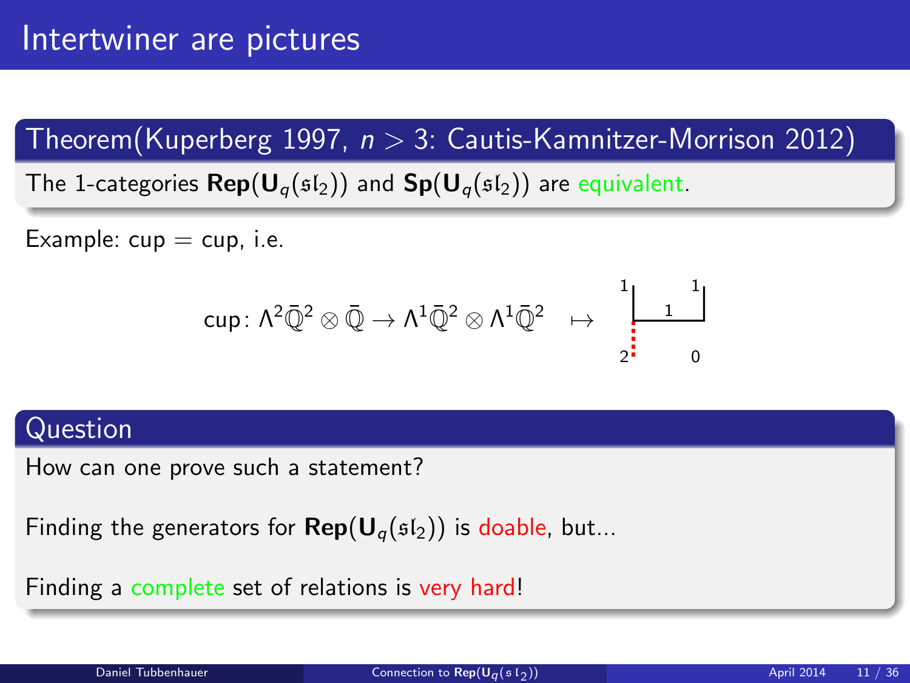# Intertwiner are pictures

## Theorem(Kuperberg 1997, $n > 3$: Cautis-Kamnitzer-Morrison 2012)

The 1-categories $\mathbf{Rep}(\mathbf{U}_q(\mathfrak{sl}_2))$ and $\mathbf{Sp}(\mathbf{U}_q(\mathfrak{sl}_2))$ are equivalent.

Example: cup = cup, i.e.

$$\mathrm{cup}\colon \Lambda^2\bar{\mathbb{Q}}^2 \otimes \bar{\mathbb{Q}} \to \Lambda^1\bar{\mathbb{Q}}^2 \otimes \Lambda^1\bar{\mathbb{Q}}^2 \quad \mapsto$$

## Question

How can one prove such a statement?

Finding the generators for $\mathbf{Rep}(\mathbf{U}_q(\mathfrak{sl}_2))$ is doable, but...

Finding a complete set of relations is very hard!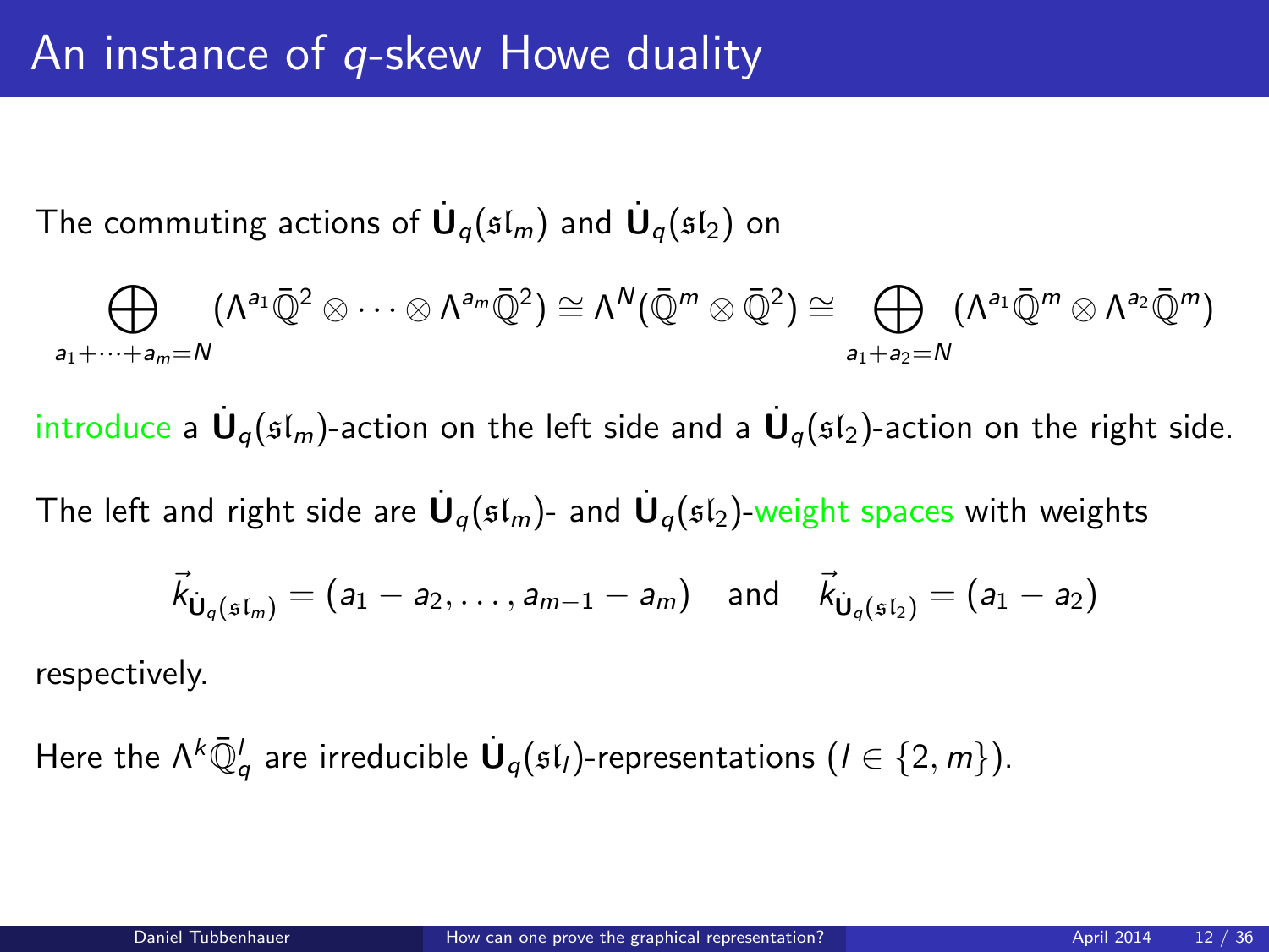# An instance of $q$-skew Howe duality

The commuting actions of $\dot{\mathbf{U}}_q(\mathfrak{sl}_m)$ and $\dot{\mathbf{U}}_q(\mathfrak{sl}_2)$ on

$$\bigoplus_{a_1+\cdots+a_m=N} (\Lambda^{a_1}\bar{\mathbb{Q}}^2 \otimes \cdots \otimes \Lambda^{a_m}\bar{\mathbb{Q}}^2) \cong \Lambda^N(\bar{\mathbb{Q}}^m \otimes \bar{\mathbb{Q}}^2) \cong \bigoplus_{a_1+a_2=N} (\Lambda^{a_1}\bar{\mathbb{Q}}^m \otimes \Lambda^{a_2}\bar{\mathbb{Q}}^m)$$

introduce a $\dot{\mathbf{U}}_q(\mathfrak{sl}_m)$-action on the left side and a $\dot{\mathbf{U}}_q(\mathfrak{sl}_2)$-action on the right side.

The left and right side are $\dot{\mathbf{U}}_q(\mathfrak{sl}_m)$- and $\dot{\mathbf{U}}_q(\mathfrak{sl}_2)$-weight spaces with weights

$$\vec{k}_{\dot{\mathbf{U}}_q(\mathfrak{sl}_m)} = (a_1 - a_2, \ldots, a_{m-1} - a_m) \quad \text{and} \quad \vec{k}_{\dot{\mathbf{U}}_q(\mathfrak{sl}_2)} = (a_1 - a_2)$$

respectively.

Here the $\Lambda^k\bar{\mathbb{Q}}^l_q$ are irreducible $\dot{\mathbf{U}}_q(\mathfrak{sl}_l)$-representations ($l \in \{2, m\}$).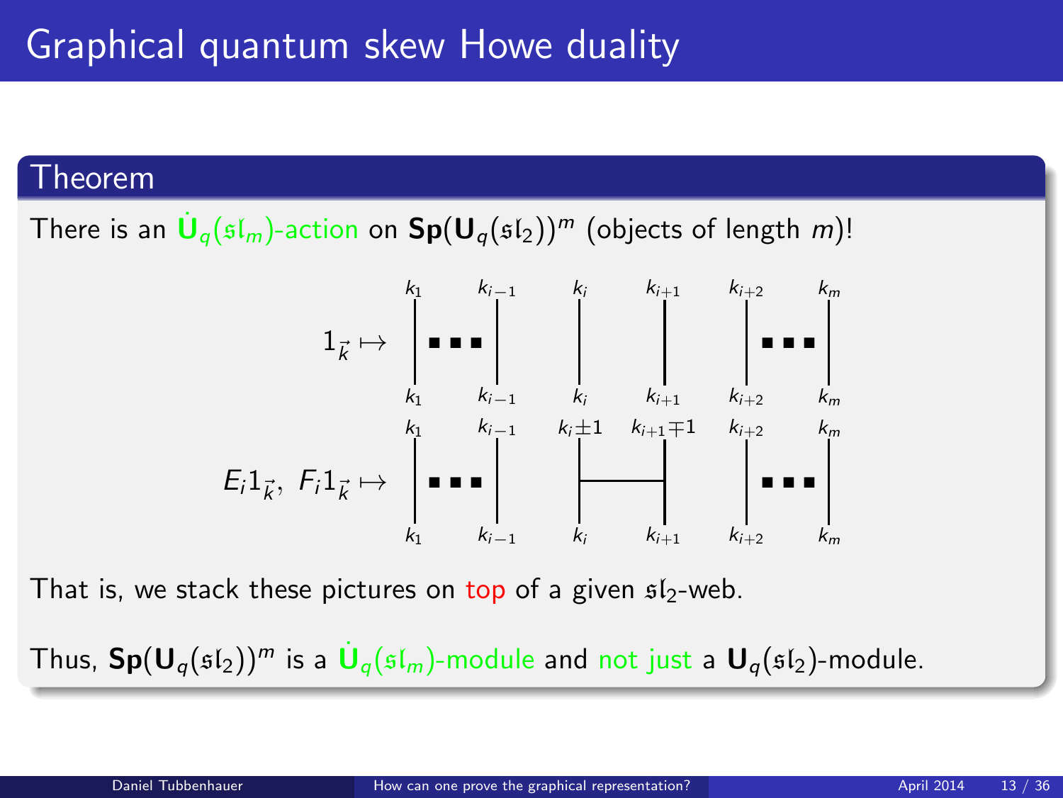# Graphical quantum skew Howe duality

## Theorem

There is an $\dot{\mathbf{U}}_q(\mathfrak{sl}_m)$-action on $\mathbf{Sp}(\mathbf{U}_q(\mathfrak{sl}_2))^m$ (objects of length $m$)!

$1_{\vec{k}} \mapsto$ (identity strands labeled $k_1, \dots, k_{i-1}, k_i, k_{i+1}, k_{i+2}, \dots, k_m$ at top and bottom)

$E_i 1_{\vec{k}},\ F_i 1_{\vec{k}} \mapsto$ (strands $k_1, \dots, k_{i-1}$ and $k_{i+2}, \dots, k_m$ unchanged; a rung between strands $k_i$ and $k_{i+1}$ at the bottom, becoming $k_i \pm 1$ and $k_{i+1} \mp 1$ at the top)

That is, we stack these pictures on top of a given $\mathfrak{sl}_2$-web.

Thus, $\mathbf{Sp}(\mathbf{U}_q(\mathfrak{sl}_2))^m$ is a $\dot{\mathbf{U}}_q(\mathfrak{sl}_m)$-module and not just a $\mathbf{U}_q(\mathfrak{sl}_2)$-module.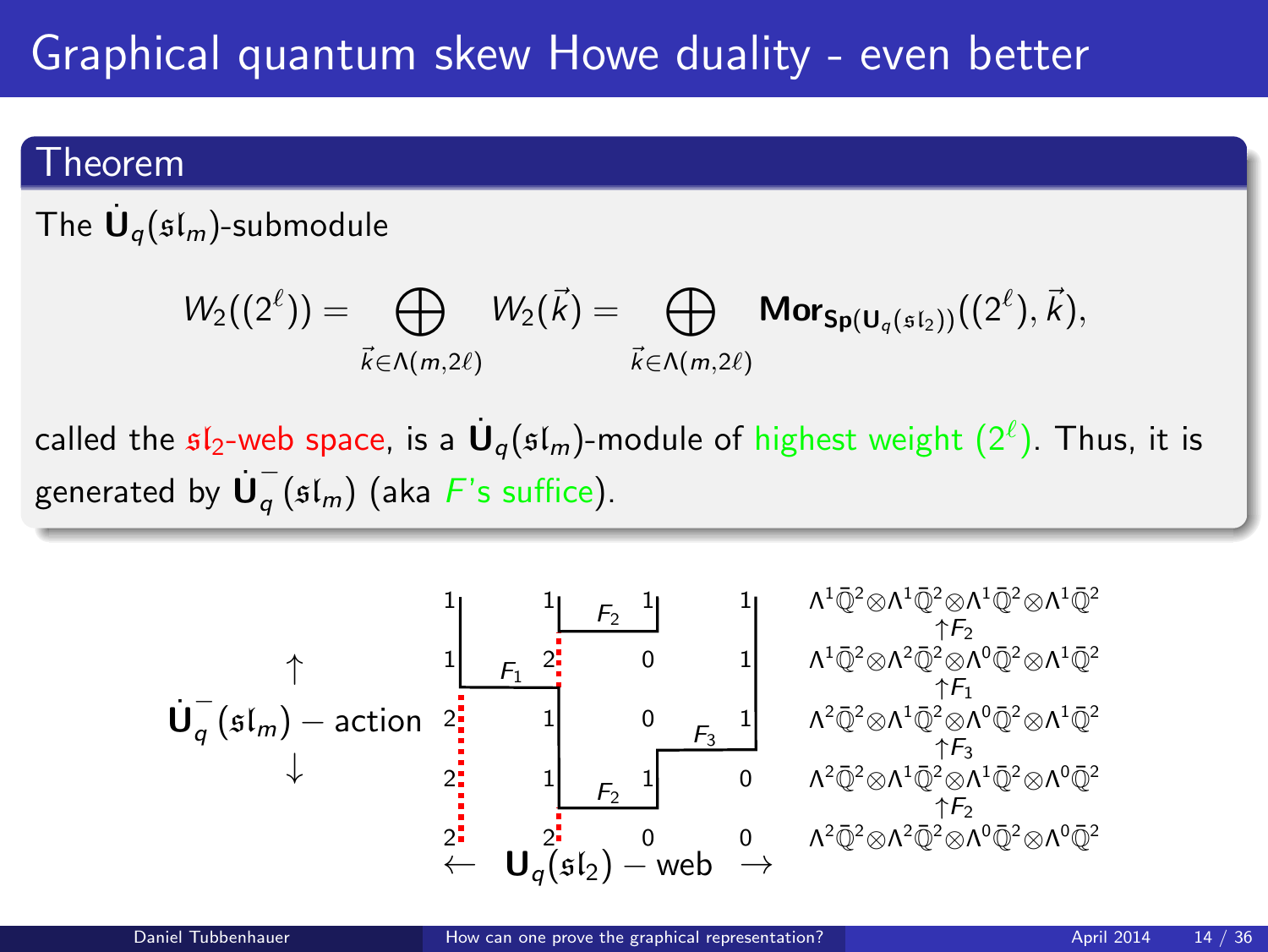# Graphical quantum skew Howe duality - even better

## Theorem

The $\dot{\mathbf{U}}_q(\mathfrak{sl}_m)$-submodule

$$W_2((2^\ell)) = \bigoplus_{\vec{k}\in\Lambda(m,2\ell)} W_2(\vec{k}) = \bigoplus_{\vec{k}\in\Lambda(m,2\ell)} \mathbf{Mor}_{\mathbf{Sp}(\mathbf{U}_q(\mathfrak{sl}_2))}((2^\ell),\vec{k}),$$

called the $\mathfrak{sl}_2$-web space, is a $\dot{\mathbf{U}}_q(\mathfrak{sl}_m)$-module of highest weight $(2^\ell)$. Thus, it is generated by $\dot{\mathbf{U}}_q^-(\mathfrak{sl}_m)$ (aka $F$'s suffice).

$\uparrow$ $\dot{\mathbf{U}}_q^-(\mathfrak{sl}_m)$ − action $\downarrow$

$\leftarrow$ $\mathbf{U}_q(\mathfrak{sl}_2)$ − web $\rightarrow$

$\Lambda^1\bar{\mathbb{Q}}^2\otimes\Lambda^1\bar{\mathbb{Q}}^2\otimes\Lambda^1\bar{\mathbb{Q}}^2\otimes\Lambda^1\bar{\mathbb{Q}}^2$
$\uparrow F_2$
$\Lambda^1\bar{\mathbb{Q}}^2\otimes\Lambda^2\bar{\mathbb{Q}}^2\otimes\Lambda^0\bar{\mathbb{Q}}^2\otimes\Lambda^1\bar{\mathbb{Q}}^2$
$\uparrow F_1$
$\Lambda^2\bar{\mathbb{Q}}^2\otimes\Lambda^1\bar{\mathbb{Q}}^2\otimes\Lambda^0\bar{\mathbb{Q}}^2\otimes\Lambda^1\bar{\mathbb{Q}}^2$
$\uparrow F_3$
$\Lambda^2\bar{\mathbb{Q}}^2\otimes\Lambda^1\bar{\mathbb{Q}}^2\otimes\Lambda^1\bar{\mathbb{Q}}^2\otimes\Lambda^0\bar{\mathbb{Q}}^2$
$\uparrow F_2$
$\Lambda^2\bar{\mathbb{Q}}^2\otimes\Lambda^2\bar{\mathbb{Q}}^2\otimes\Lambda^0\bar{\mathbb{Q}}^2\otimes\Lambda^0\bar{\mathbb{Q}}^2$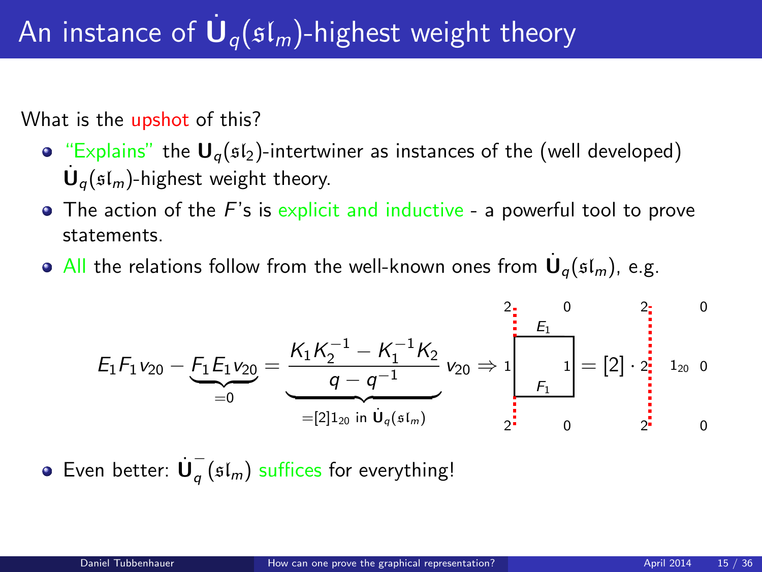# An instance of $\dot{\mathbf{U}}_q(\mathfrak{sl}_m)$-highest weight theory

What is the upshot of this?

- "Explains" the $\mathbf{U}_q(\mathfrak{sl}_2)$-intertwiner as instances of the (well developed) $\dot{\mathbf{U}}_q(\mathfrak{sl}_m)$-highest weight theory.
- The action of the $F$'s is explicit and inductive - a powerful tool to prove statements.
- All the relations follow from the well-known ones from $\dot{\mathbf{U}}_q(\mathfrak{sl}_m)$, e.g.

$$E_1F_1v_{20} - \underbrace{F_1E_1v_{20}}_{=0} = \underbrace{\frac{K_1K_2^{-1} - K_1^{-1}K_2}{q-q^{-1}}}_{=[2]1_{20} \text{ in } \dot{\mathbf{U}}_q(\mathfrak{sl}_m)} v_{20} \Rightarrow$$

(diagram: a square with edge labels $E_1$ (top) and $F_1$ (bottom), boundary labels 2, 0 on top, 1, 1 in the middle, 2, 0 on bottom, equals $[2] \cdot$ a vertical dotted line labeled 2 with $1_{20}$ and 0)

- Even better: $\dot{\mathbf{U}}_q^{-}(\mathfrak{sl}_m)$ suffices for everything!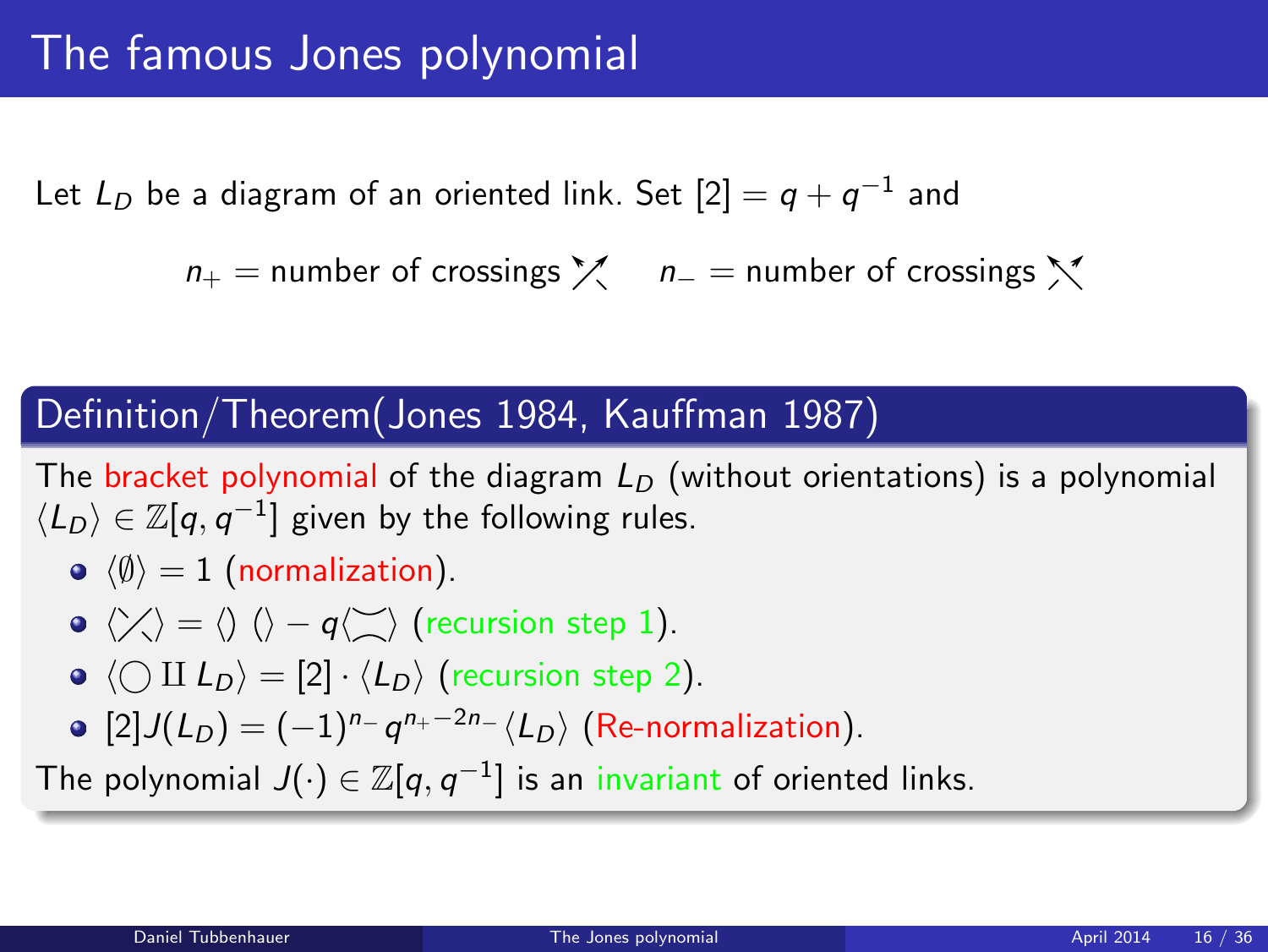# The famous Jones polynomial

Let $L_D$ be a diagram of an oriented link. Set $[2] = q + q^{-1}$ and

$n_+$ = number of crossings ↗↖ (positive crossing)     $n_-$ = number of crossings ↖↗ (negative crossing)

## Definition/Theorem(Jones 1984, Kauffman 1987)

The bracket polynomial of the diagram $L_D$ (without orientations) is a polynomial $\langle L_D \rangle \in \mathbb{Z}[q, q^{-1}]$ given by the following rules.

- $\langle \emptyset \rangle = 1$ (normalization).
- $\langle \text{crossing} \rangle = \langle \,)\,(\, \rangle - q \langle \asymp \rangle$ (recursion step 1).
- $\langle \bigcirc \amalg L_D \rangle = [2] \cdot \langle L_D \rangle$ (recursion step 2).
- $[2] J(L_D) = (-1)^{n_-} q^{n_+ - 2n_-} \langle L_D \rangle$ (Re-normalization).

The polynomial $J(\cdot) \in \mathbb{Z}[q, q^{-1}]$ is an invariant of oriented links.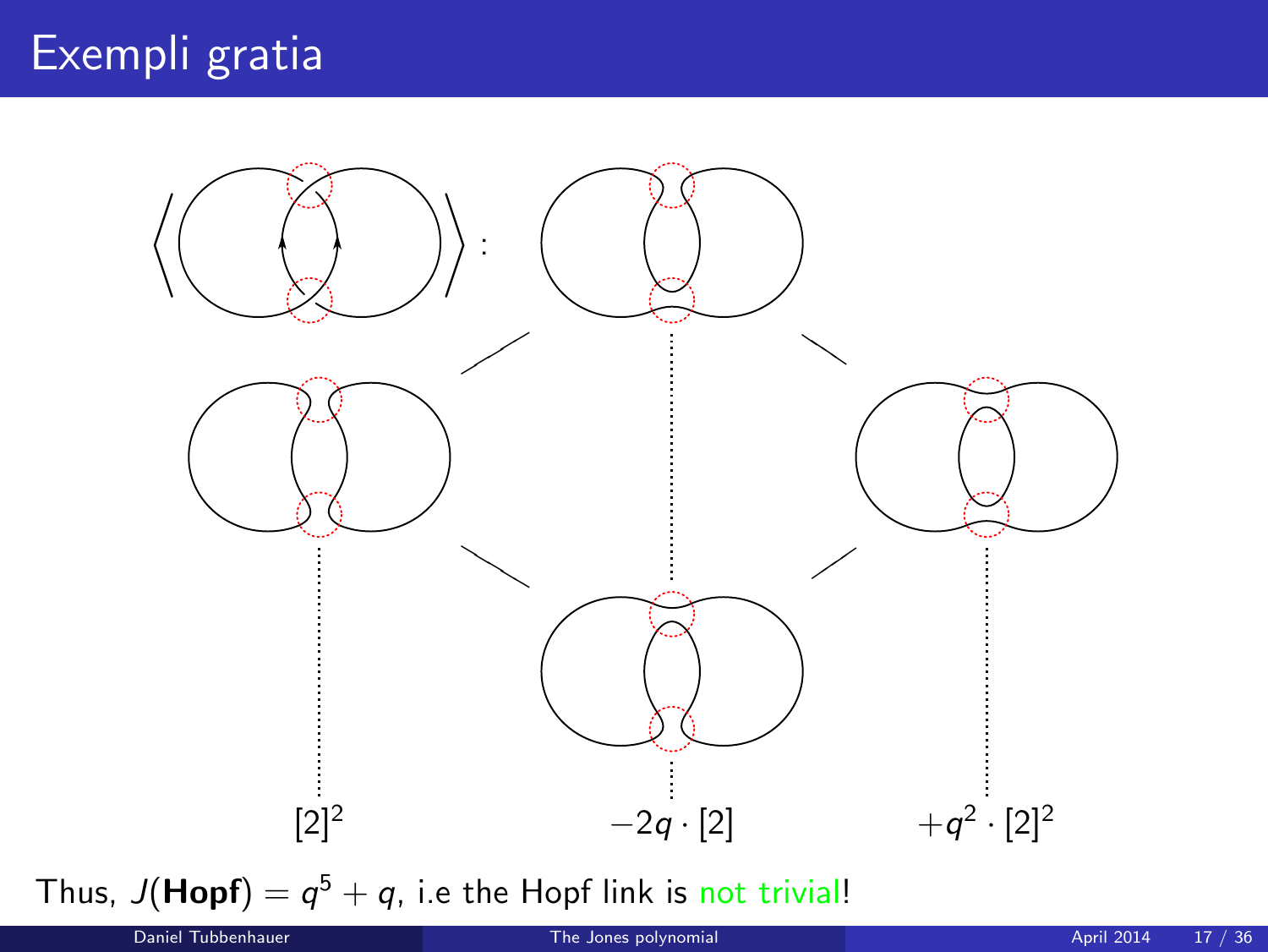# Exempli gratia

$[2]^2$ $\quad -2q \cdot [2] \quad +q^2 \cdot [2]^2$

Thus, $J(\textbf{Hopf}) = q^5 + q$, i.e the Hopf link is not trivial!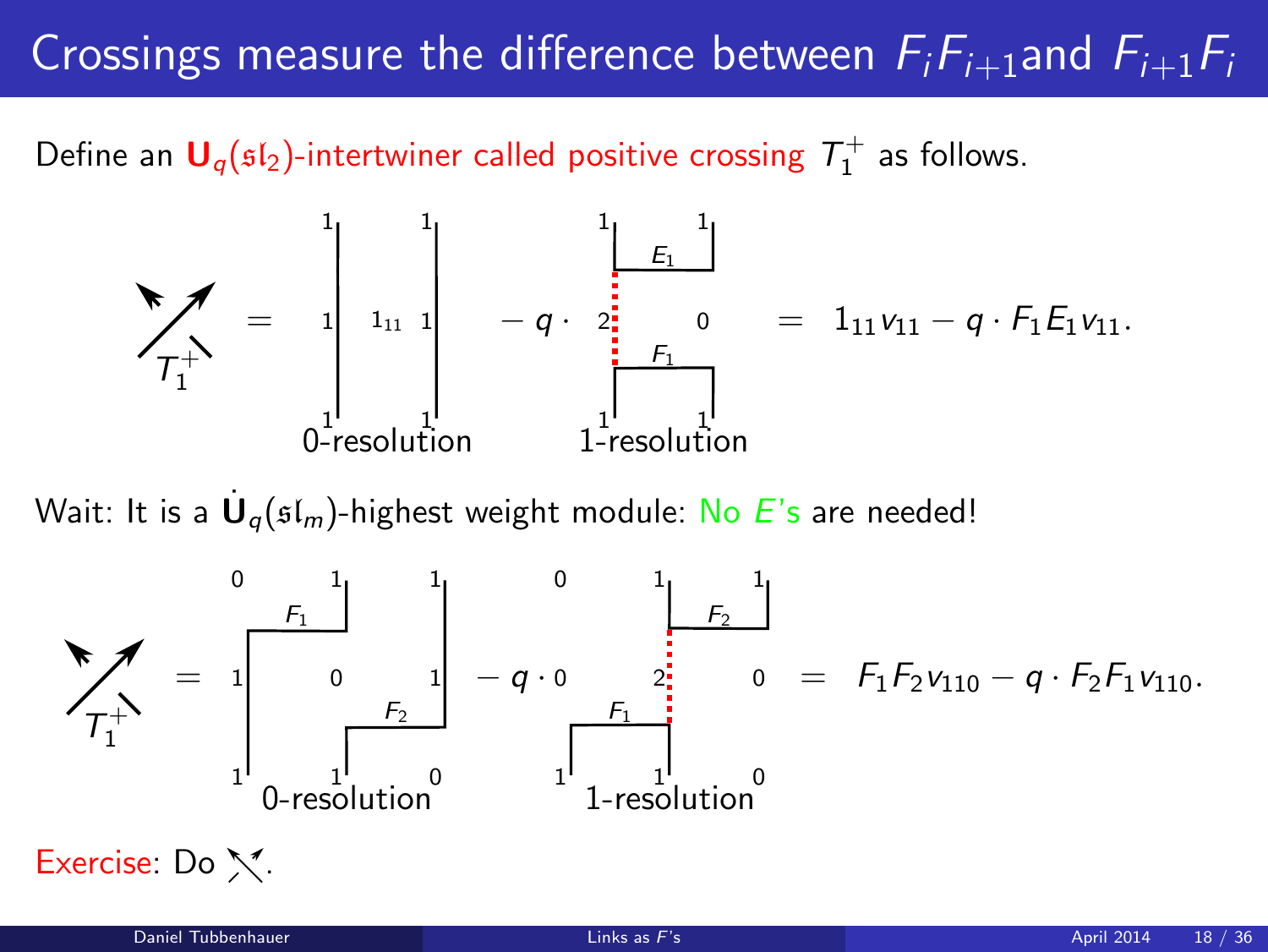# Crossings measure the difference between $F_iF_{i+1}$ and $F_{i+1}F_i$

Define an $\mathbf{U}_q(\mathfrak{sl}_2)$-intertwiner called positive crossing $T_1^+$ as follows.

$$T_1^+ = \text{0-resolution} - q \cdot \text{1-resolution} = 1_{11}v_{11} - q \cdot F_1E_1v_{11}.$$

Wait: It is a $\dot{\mathbf{U}}_q(\mathfrak{sl}_m)$-highest weight module: No $E$'s are needed!

$$T_1^+ = \text{0-resolution} - q \cdot \text{1-resolution} = F_1F_2v_{110} - q \cdot F_2F_1v_{110}.$$

Exercise: Do the negative crossing.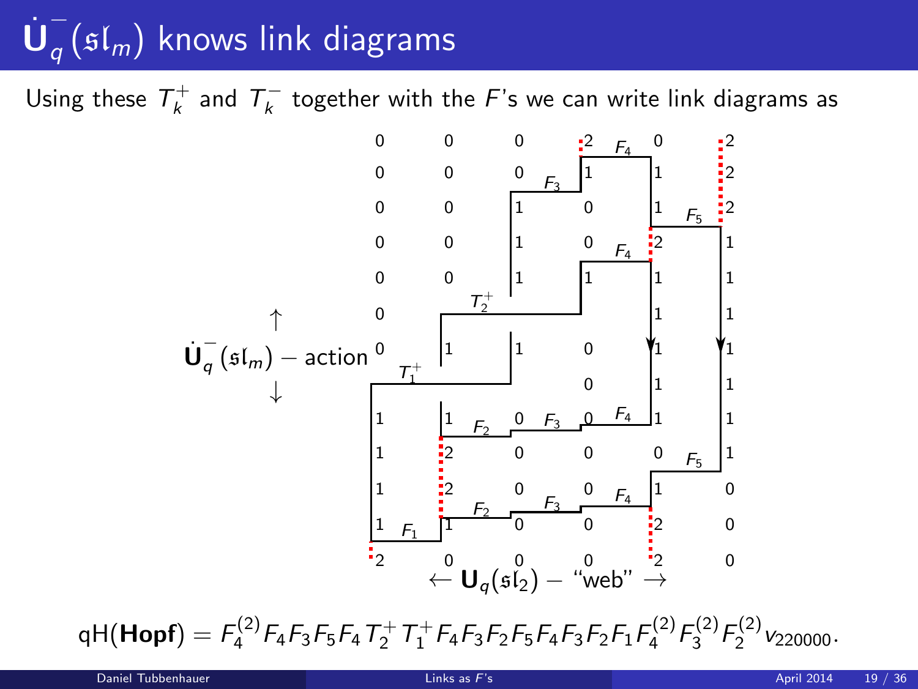# $\dot{\mathbf{U}}_q^-(\mathfrak{sl}_m)$ knows link diagrams

Using these $T_k^+$ and $T_k^-$ together with the $F$'s we can write link diagrams as

$$\mathrm{qH}(\mathbf{Hopf}) = F_4^{(2)} F_4 F_3 F_5 F_4 T_2^+ T_1^+ F_4 F_3 F_2 F_5 F_4 F_3 F_2 F_1 F_4^{(2)} F_3^{(2)} F_2^{(2)} v_{220000}.$$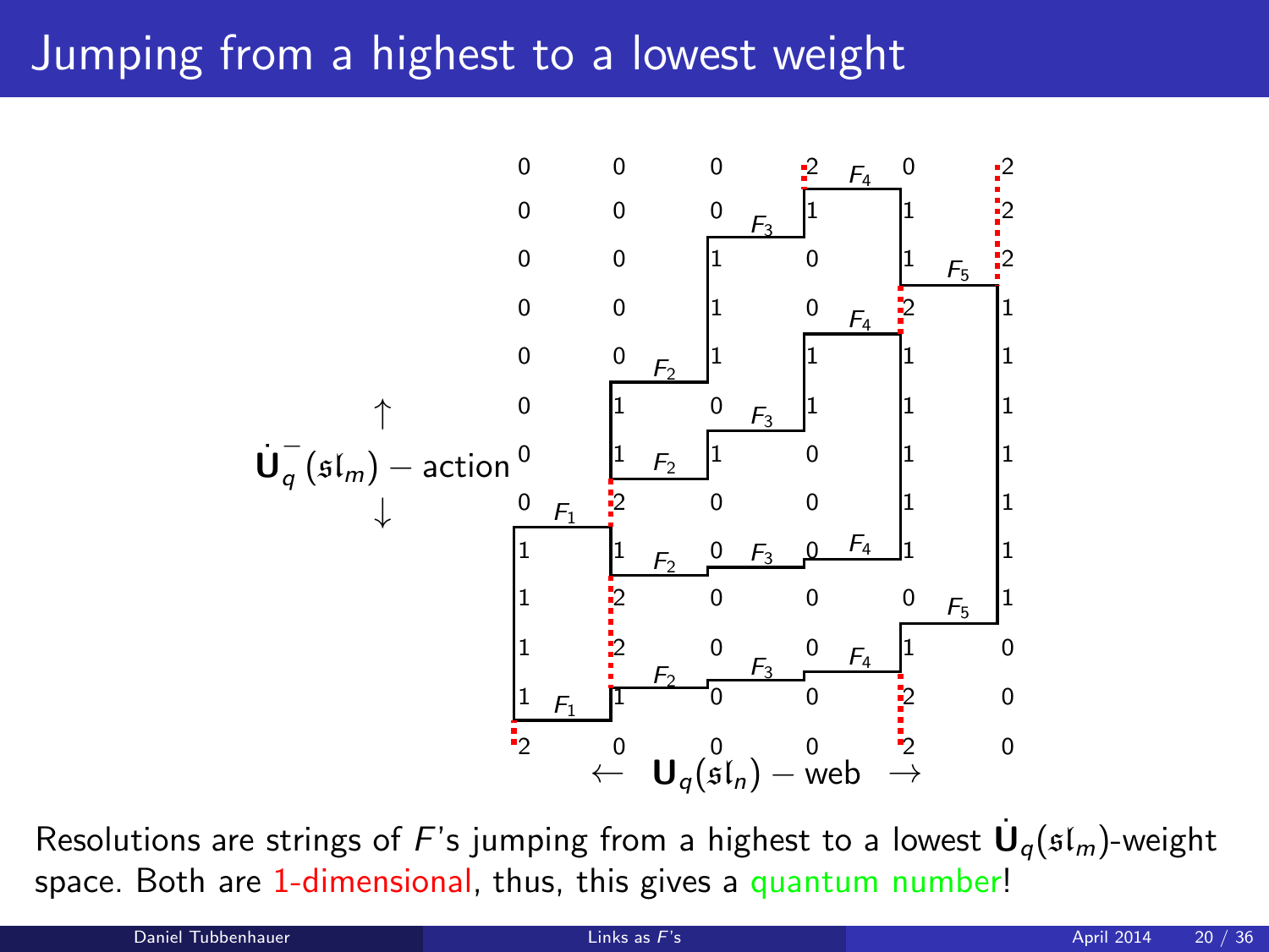# Jumping from a highest to a lowest weight

Resolutions are strings of $F$'s jumping from a highest to a lowest $\dot{\mathbf{U}}_q(\mathfrak{sl}_m)$-weight space. Both are 1-dimensional, thus, this gives a quantum number!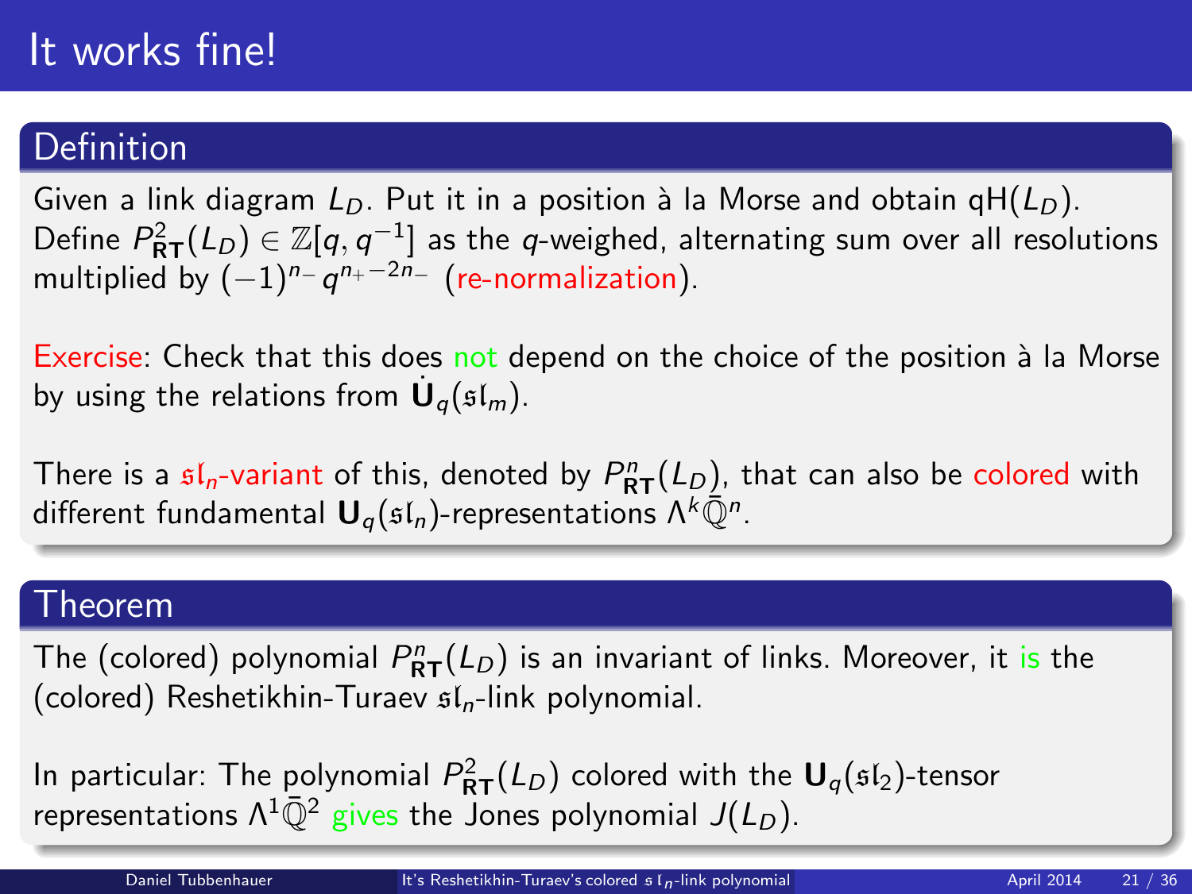# It works fine!

## Definition

Given a link diagram $L_D$. Put it in a position à la Morse and obtain qH($L_D$). Define $P^2_{\mathbf{RT}}(L_D) \in \mathbb{Z}[q, q^{-1}]$ as the $q$-weighed, alternating sum over all resolutions multiplied by $(-1)^{n_-} q^{n_+ - 2n_-}$ (re-normalization).

Exercise: Check that this does not depend on the choice of the position à la Morse by using the relations from $\dot{\mathbf{U}}_q(\mathfrak{sl}_m)$.

There is a $\mathfrak{sl}_n$-variant of this, denoted by $P^n_{\mathbf{RT}}(L_D)$, that can also be colored with different fundamental $\mathbf{U}_q(\mathfrak{sl}_n)$-representations $\Lambda^k \bar{\mathbb{Q}}^n$.

## Theorem

The (colored) polynomial $P^n_{\mathbf{RT}}(L_D)$ is an invariant of links. Moreover, it is the (colored) Reshetikhin-Turaev $\mathfrak{sl}_n$-link polynomial.

In particular: The polynomial $P^2_{\mathbf{RT}}(L_D)$ colored with the $\mathbf{U}_q(\mathfrak{sl}_2)$-tensor representations $\Lambda^1 \bar{\mathbb{Q}}^2$ gives the Jones polynomial $J(L_D)$.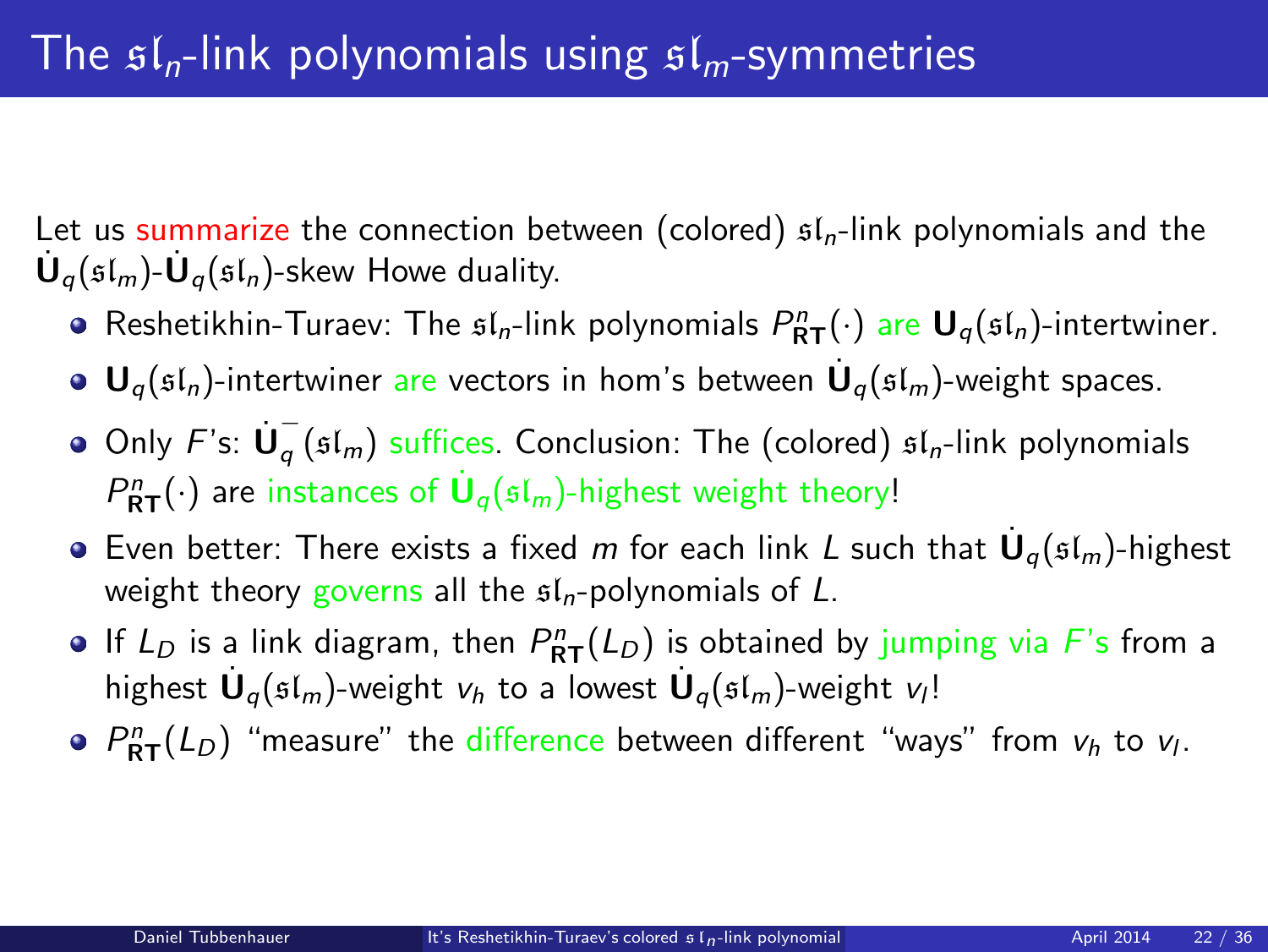# The $\mathfrak{sl}_n$-link polynomials using $\mathfrak{sl}_m$-symmetries

Let us summarize the connection between (colored) $\mathfrak{sl}_n$-link polynomials and the $\dot{\mathbf{U}}_q(\mathfrak{sl}_m)$-$\dot{\mathbf{U}}_q(\mathfrak{sl}_n)$-skew Howe duality.

- Reshetikhin-Turaev: The $\mathfrak{sl}_n$-link polynomials $P^n_{\mathbf{RT}}(\cdot)$ are $\mathbf{U}_q(\mathfrak{sl}_n)$-intertwiner.
- $\mathbf{U}_q(\mathfrak{sl}_n)$-intertwiner are vectors in hom's between $\dot{\mathbf{U}}_q(\mathfrak{sl}_m)$-weight spaces.
- Only $F$'s: $\dot{\mathbf{U}}_q^-(\mathfrak{sl}_m)$ suffices. Conclusion: The (colored) $\mathfrak{sl}_n$-link polynomials $P^n_{\mathbf{RT}}(\cdot)$ are instances of $\dot{\mathbf{U}}_q(\mathfrak{sl}_m)$-highest weight theory!
- Even better: There exists a fixed $m$ for each link $L$ such that $\dot{\mathbf{U}}_q(\mathfrak{sl}_m)$-highest weight theory governs all the $\mathfrak{sl}_n$-polynomials of $L$.
- If $L_D$ is a link diagram, then $P^n_{\mathbf{RT}}(L_D)$ is obtained by jumping via $F$'s from a highest $\dot{\mathbf{U}}_q(\mathfrak{sl}_m)$-weight $v_h$ to a lowest $\dot{\mathbf{U}}_q(\mathfrak{sl}_m)$-weight $v_l$!
- $P^n_{\mathbf{RT}}(L_D)$ "measure" the difference between different "ways" from $v_h$ to $v_l$.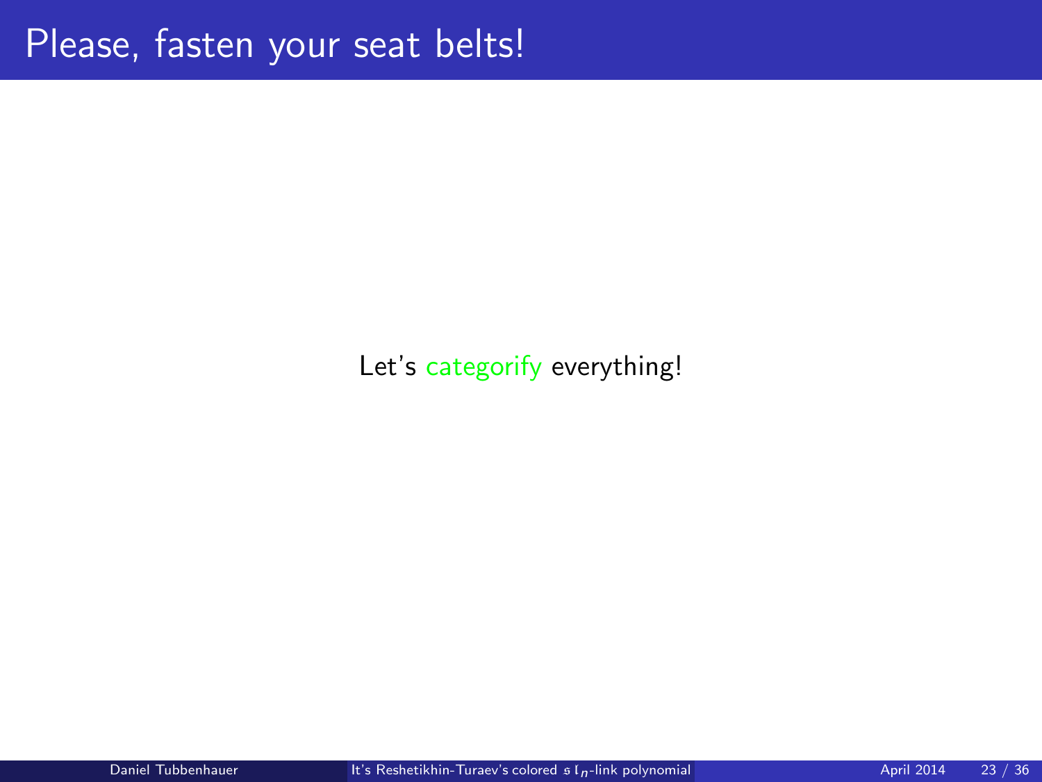# Please, fasten your seat belts!

Let's categorify everything!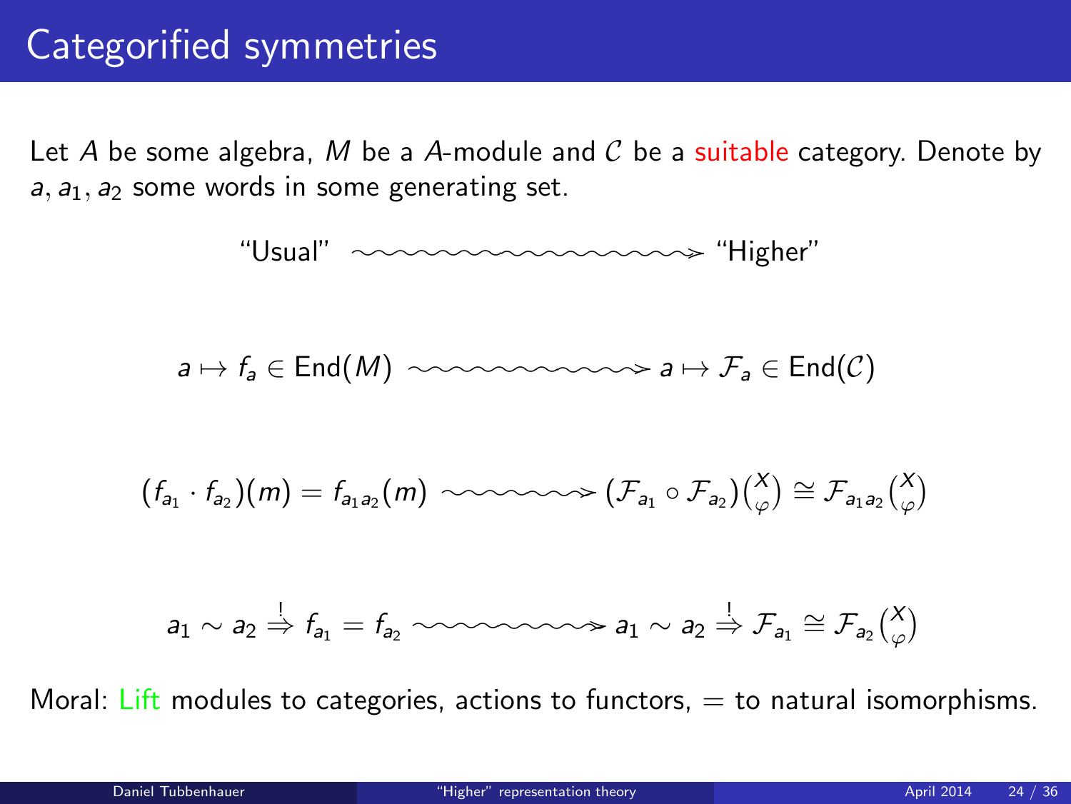# Categorified symmetries

Let $A$ be some algebra, $M$ be a $A$-module and $\mathcal{C}$ be a suitable category. Denote by $a, a_1, a_2$ some words in some generating set.

$$\text{“Usual”} \rightsquigarrow \text{“Higher”}$$

$$a \mapsto f_a \in \mathrm{End}(M) \rightsquigarrow a \mapsto \mathcal{F}_a \in \mathrm{End}(\mathcal{C})$$

$$(f_{a_1} \cdot f_{a_2})(m) = f_{a_1 a_2}(m) \rightsquigarrow (\mathcal{F}_{a_1} \circ \mathcal{F}_{a_2})\binom{X}{\varphi} \cong \mathcal{F}_{a_1 a_2}\binom{X}{\varphi}$$

$$a_1 \sim a_2 \overset{!}{\Rightarrow} f_{a_1} = f_{a_2} \rightsquigarrow a_1 \sim a_2 \overset{!}{\Rightarrow} \mathcal{F}_{a_1} \cong \mathcal{F}_{a_2}\binom{X}{\varphi}$$

Moral: Lift modules to categories, actions to functors, $=$ to natural isomorphisms.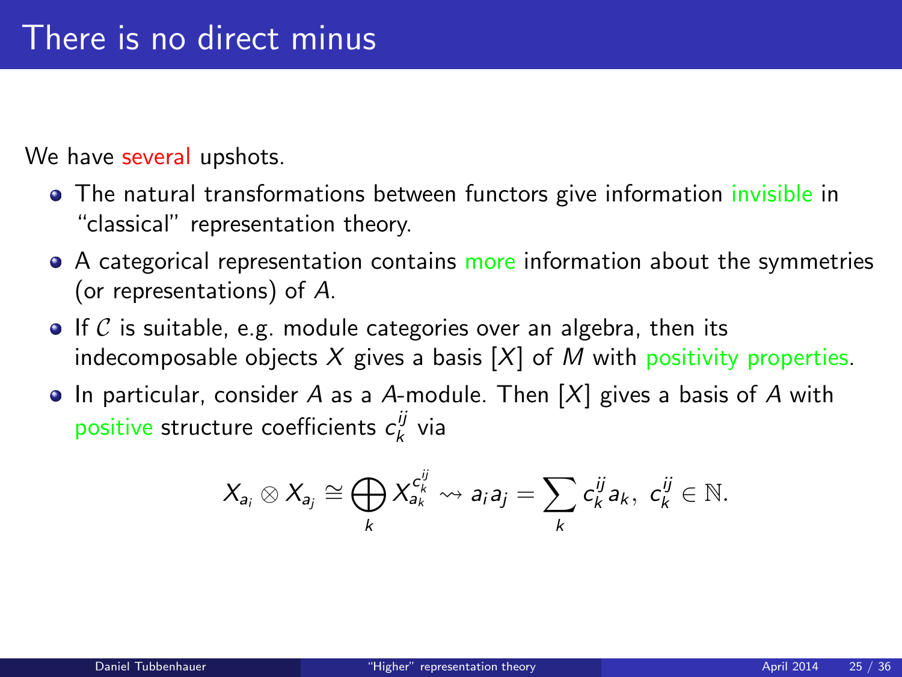# There is no direct minus

We have several upshots.

- The natural transformations between functors give information invisible in "classical" representation theory.
- A categorical representation contains more information about the symmetries (or representations) of $A$.
- If $\mathcal{C}$ is suitable, e.g. module categories over an algebra, then its indecomposable objects $X$ gives a basis $[X]$ of $M$ with positivity properties.
- In particular, consider $A$ as a $A$-module. Then $[X]$ gives a basis of $A$ with positive structure coefficients $c_k^{ij}$ via

$$X_{a_i} \otimes X_{a_j} \cong \bigoplus_k X_{a_k}^{c_k^{ij}} \rightsquigarrow a_i a_j = \sum_k c_k^{ij} a_k,\ c_k^{ij} \in \mathbb{N}.$$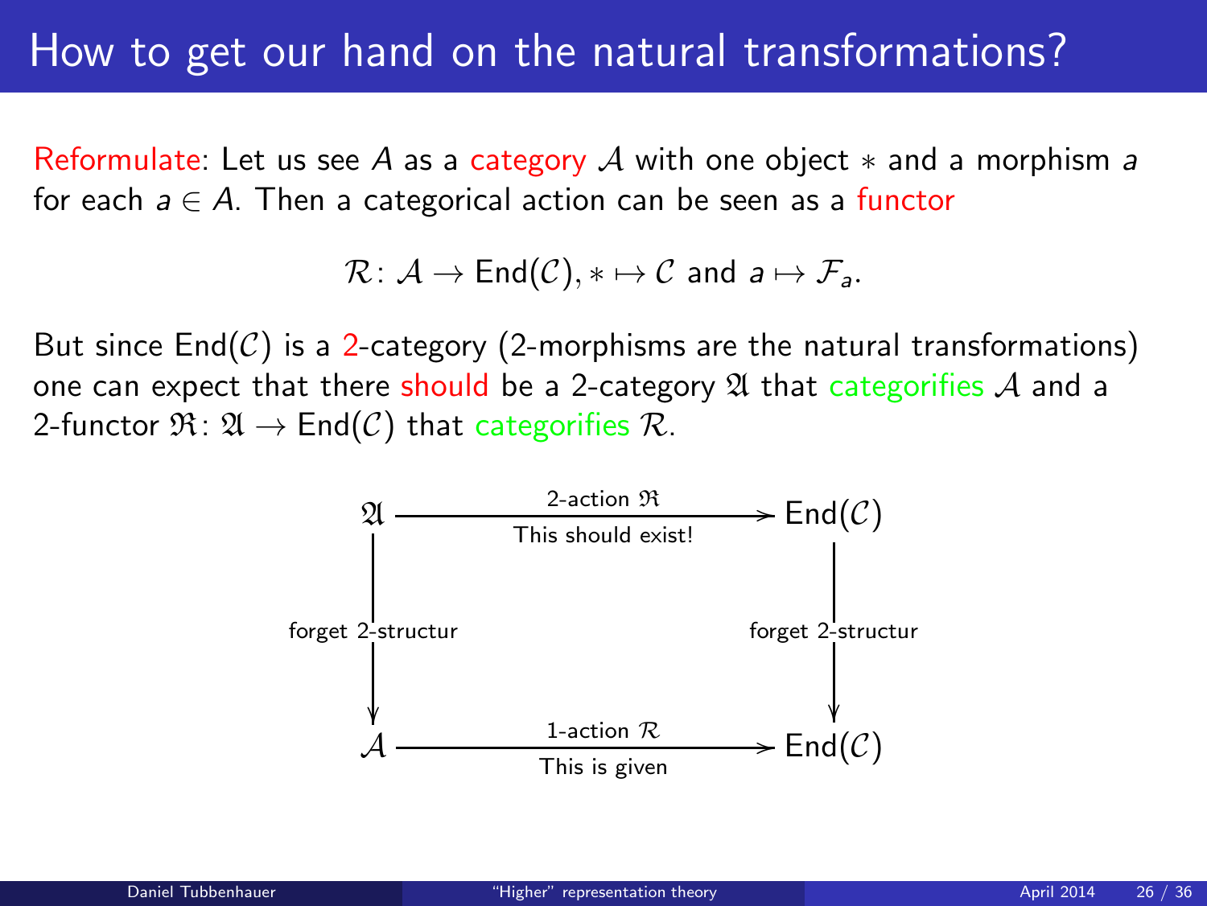# How to get our hand on the natural transformations?

Reformulate: Let us see $A$ as a category $\mathcal{A}$ with one object $*$ and a morphism $a$ for each $a \in A$. Then a categorical action can be seen as a functor

$$\mathcal{R} \colon \mathcal{A} \to \mathrm{End}(\mathcal{C}), * \mapsto \mathcal{C} \text{ and } a \mapsto \mathcal{F}_a.$$

But since $\mathrm{End}(\mathcal{C})$ is a 2-category (2-morphisms are the natural transformations) one can expect that there should be a 2-category $\mathfrak{A}$ that categorifies $\mathcal{A}$ and a 2-functor $\mathfrak{R} \colon \mathfrak{A} \to \mathrm{End}(\mathcal{C})$ that categorifies $\mathcal{R}$.

$$\begin{array}{ccc}
\mathfrak{A} & \xrightarrow[\text{This should exist!}]{\text{2-action } \mathfrak{R}} & \mathrm{End}(\mathcal{C}) \\
\Big\downarrow {\scriptstyle \text{forget 2-structur}} & & \Big\downarrow {\scriptstyle \text{forget 2-structur}} \\
\mathcal{A} & \xrightarrow[\text{This is given}]{\text{1-action } \mathcal{R}} & \mathrm{End}(\mathcal{C})
\end{array}$$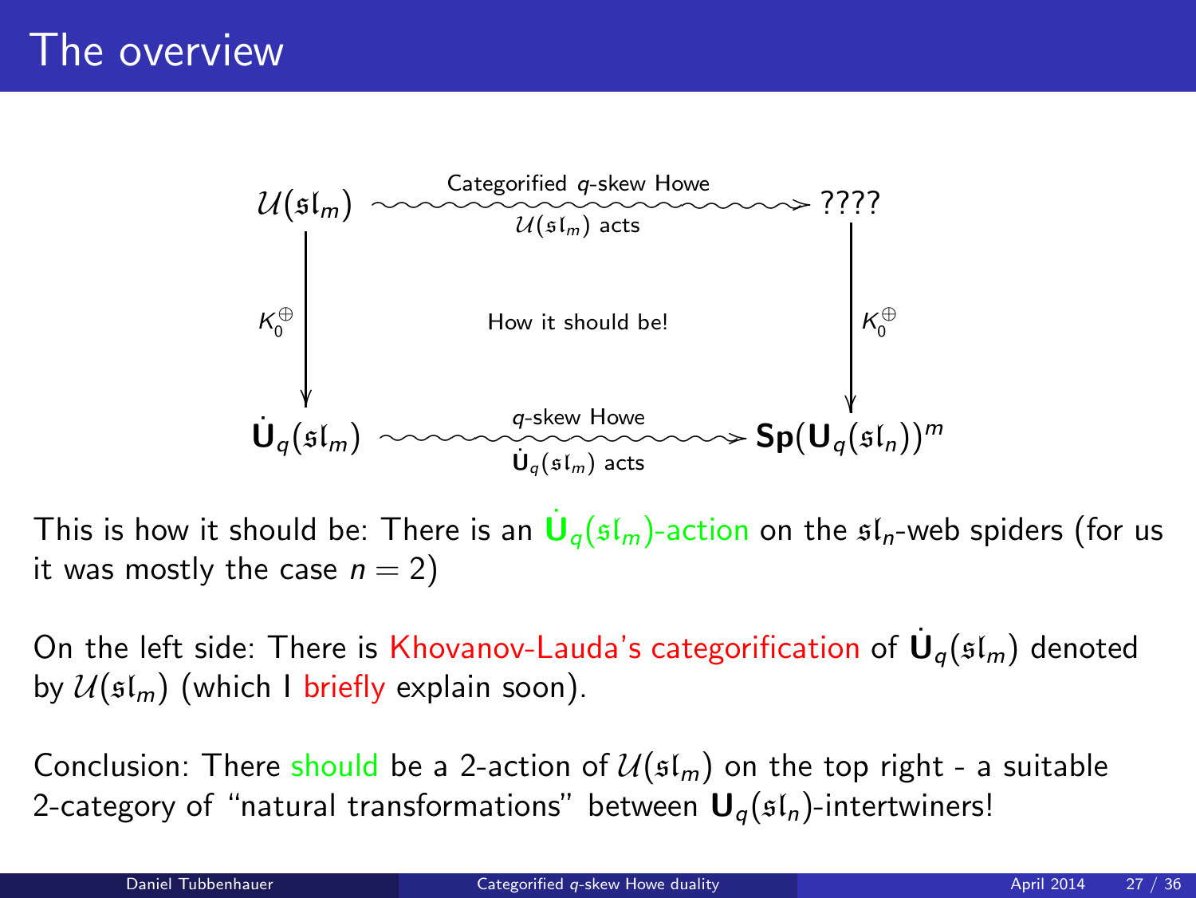# The overview

$$
\begin{array}{ccc}
\mathcal{U}(\mathfrak{sl}_m) & \xrightarrow[\mathcal{U}(\mathfrak{sl}_m)\text{ acts}]{\text{Categorified } q\text{-skew Howe}} & ???? \\
\Big\downarrow K_0^{\oplus} & \text{How it should be!} & \Big\downarrow K_0^{\oplus} \\
\dot{\mathbf{U}}_q(\mathfrak{sl}_m) & \xrightarrow[\dot{\mathbf{U}}_q(\mathfrak{sl}_m)\text{ acts}]{q\text{-skew Howe}} & \mathbf{Sp}(\mathbf{U}_q(\mathfrak{sl}_n))^m
\end{array}
$$

This is how it should be: There is an $\dot{\mathbf{U}}_q(\mathfrak{sl}_m)$-action on the $\mathfrak{sl}_n$-web spiders (for us it was mostly the case $n = 2$)

On the left side: There is Khovanov-Lauda's categorification of $\dot{\mathbf{U}}_q(\mathfrak{sl}_m)$ denoted by $\mathcal{U}(\mathfrak{sl}_m)$ (which I briefly explain soon).

Conclusion: There should be a 2-action of $\mathcal{U}(\mathfrak{sl}_m)$ on the top right - a suitable 2-category of "natural transformations" between $\mathbf{U}_q(\mathfrak{sl}_n)$-intertwiners!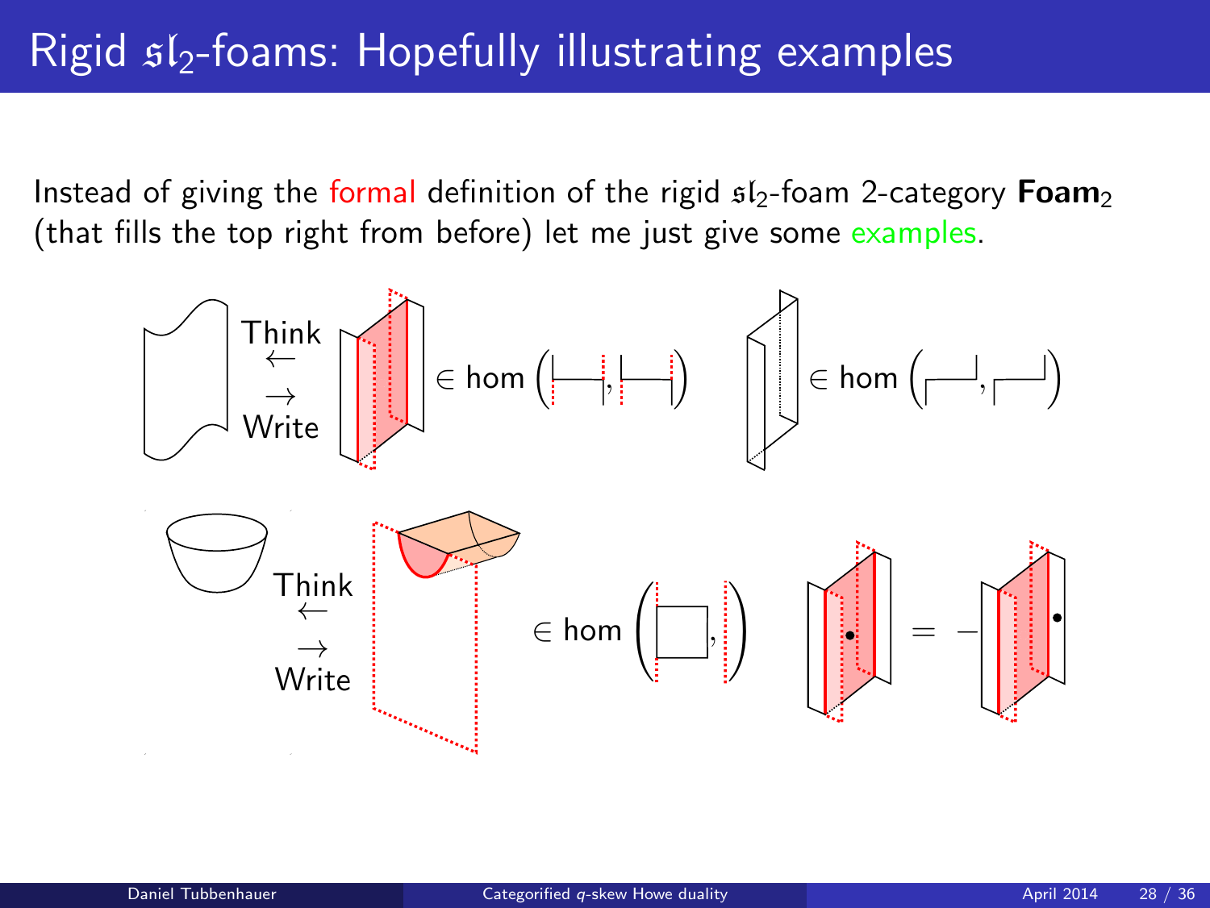# Rigid $\mathfrak{sl}_2$-foams: Hopefully illustrating examples

Instead of giving the formal definition of the rigid $\mathfrak{sl}_2$-foam 2-category **Foam**$_2$ (that fills the top right from before) let me just give some examples.

Think $\leftarrow$ $\rightarrow$ Write $\in \hom(\ ,\ )$ $\in \hom(\ ,\ )$

Think $\leftarrow$ $\rightarrow$ Write $\in \hom(\ ,\ )$ $= -$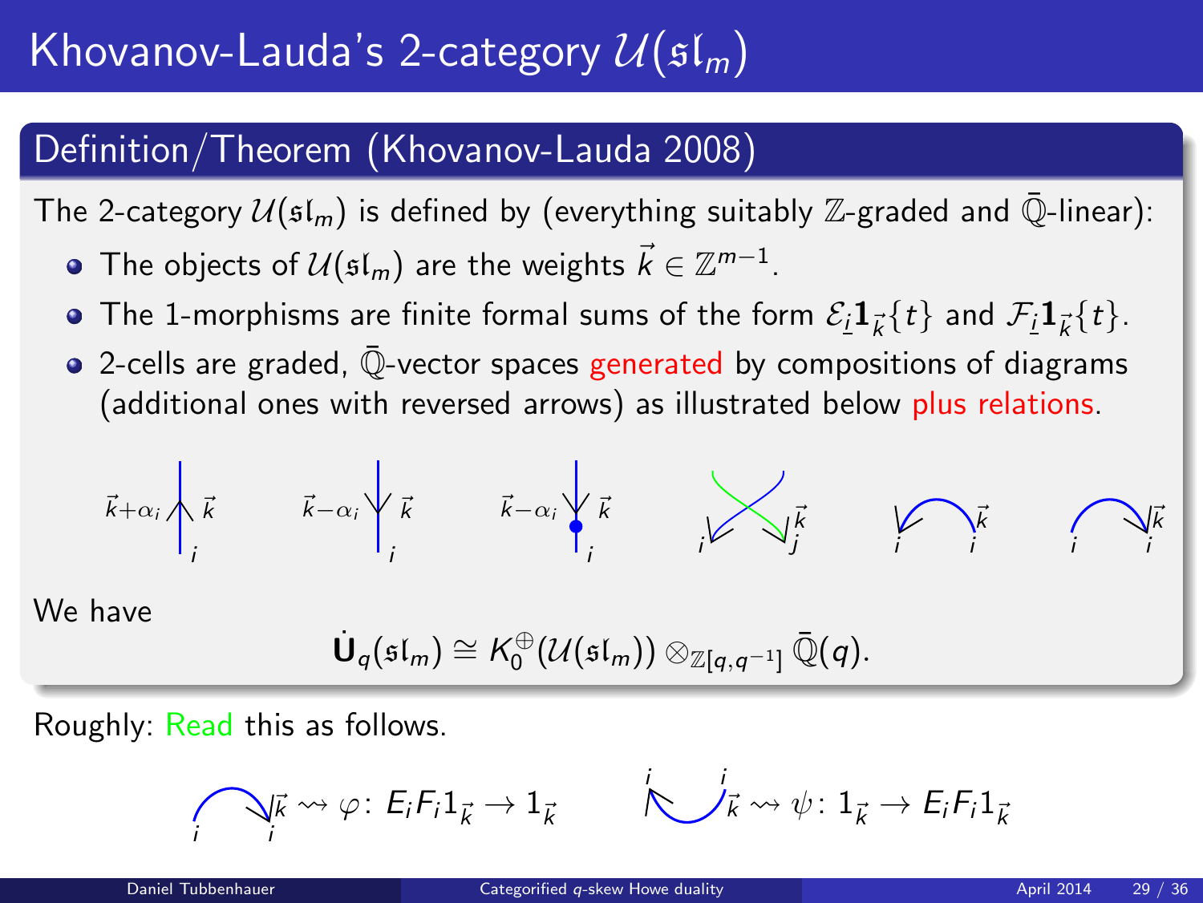# Khovanov-Lauda's 2-category $\mathcal{U}(\mathfrak{sl}_m)$

## Definition/Theorem (Khovanov-Lauda 2008)

The 2-category $\mathcal{U}(\mathfrak{sl}_m)$ is defined by (everything suitably $\mathbb{Z}$-graded and $\bar{\mathbb{Q}}$-linear):

- The objects of $\mathcal{U}(\mathfrak{sl}_m)$ are the weights $\vec{k} \in \mathbb{Z}^{m-1}$.
- The 1-morphisms are finite formal sums of the form $\mathcal{E}_{\underline{i}}\mathbf{1}_{\vec{k}}\{t\}$ and $\mathcal{F}_{\underline{i}}\mathbf{1}_{\vec{k}}\{t\}$.
- 2-cells are graded, $\bar{\mathbb{Q}}$-vector spaces generated by compositions of diagrams (additional ones with reversed arrows) as illustrated below plus relations.

We have

$$\dot{\mathbf{U}}_q(\mathfrak{sl}_m) \cong K_0^{\oplus}(\mathcal{U}(\mathfrak{sl}_m)) \otimes_{\mathbb{Z}[q,q^{-1}]} \bar{\mathbb{Q}}(q).$$

Roughly: Read this as follows.

$$\rightsquigarrow \varphi\colon E_iF_i1_{\vec{k}} \to 1_{\vec{k}} \qquad \rightsquigarrow \psi\colon 1_{\vec{k}} \to E_iF_i1_{\vec{k}}$$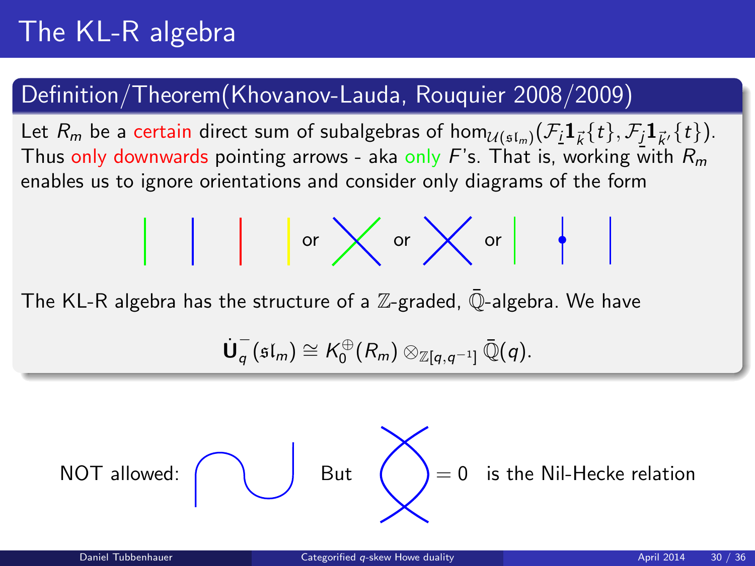# The KL-R algebra

## Definition/Theorem(Khovanov-Lauda, Rouquier 2008/2009)

Let $R_m$ be a certain direct sum of subalgebras of $\hom_{\mathcal{U}(\mathfrak{sl}_m)}(\mathcal{F}_{\underline{i}}\mathbf{1}_{\vec{k}}\{t\}, \mathcal{F}_{\underline{j}}\mathbf{1}_{\vec{k}'}\{t\})$. Thus only downwards pointing arrows - aka only $F$'s. That is, working with $R_m$ enables us to ignore orientations and consider only diagrams of the form

or or or

The KL-R algebra has the structure of a $\mathbb{Z}$-graded, $\bar{\mathbb{Q}}$-algebra. We have

$$\dot{\mathbf{U}}_q^-(\mathfrak{sl}_m) \cong K_0^{\oplus}(R_m) \otimes_{\mathbb{Z}[q,q^{-1}]} \bar{\mathbb{Q}}(q).$$

NOT allowed: But $= 0$ is the Nil-Hecke relation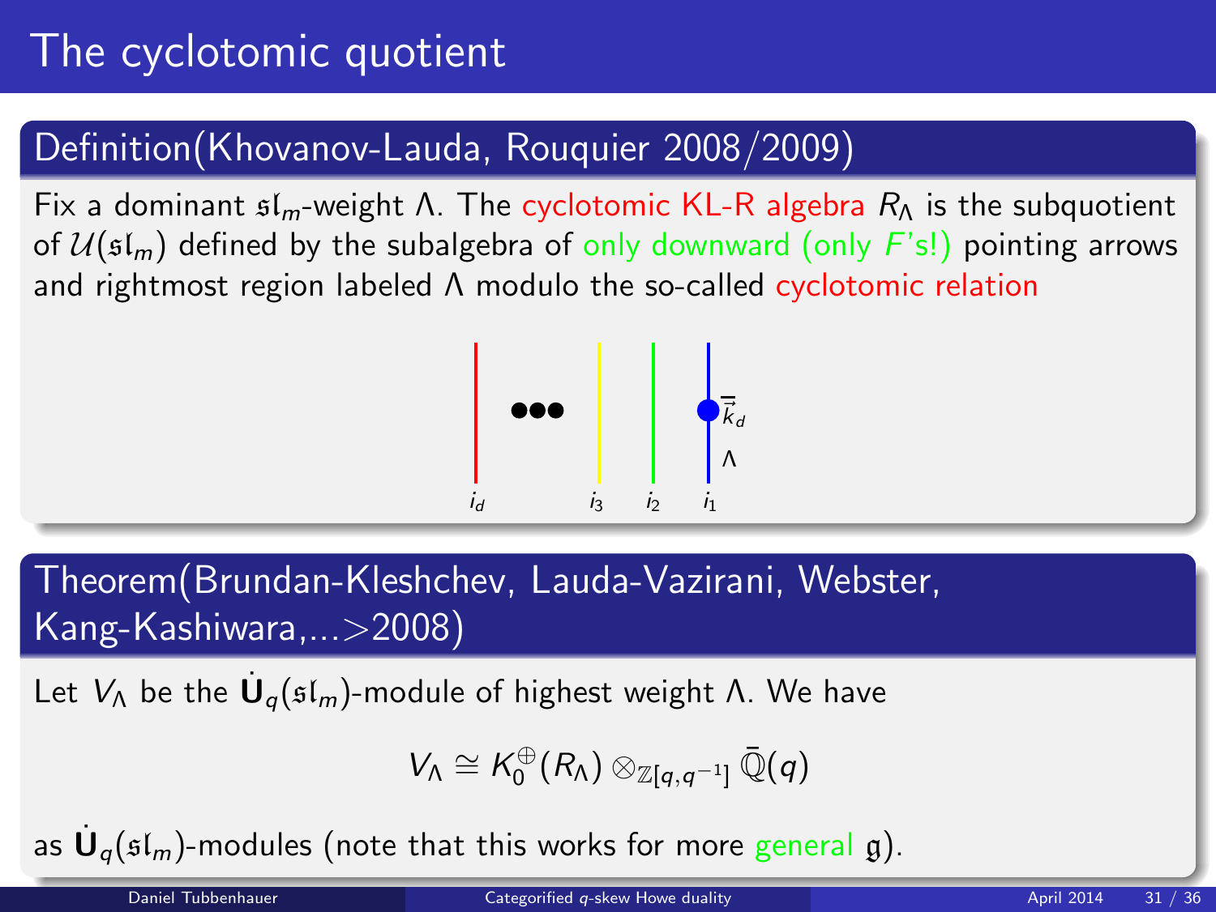# The cyclotomic quotient

## Definition(Khovanov-Lauda, Rouquier 2008/2009)

Fix a dominant $\mathfrak{sl}_m$-weight $\Lambda$. The cyclotomic KL-R algebra $R_\Lambda$ is the subquotient of $\mathcal{U}(\mathfrak{sl}_m)$ defined by the subalgebra of only downward (only $F$'s!) pointing arrows and rightmost region labeled $\Lambda$ modulo the so-called cyclotomic relation

$\vec{k}_d$ $\Lambda$

$i_d$ $i_3$ $i_2$ $i_1$

## Theorem(Brundan-Kleshchev, Lauda-Vazirani, Webster, Kang-Kashiwara,...>2008)

Let $V_\Lambda$ be the $\dot{\mathbf{U}}_q(\mathfrak{sl}_m)$-module of highest weight $\Lambda$. We have

$$V_\Lambda \cong K_0^{\oplus}(R_\Lambda) \otimes_{\mathbb{Z}[q,q^{-1}]} \bar{\mathbb{Q}}(q)$$

as $\dot{\mathbf{U}}_q(\mathfrak{sl}_m)$-modules (note that this works for more general $\mathfrak{g}$).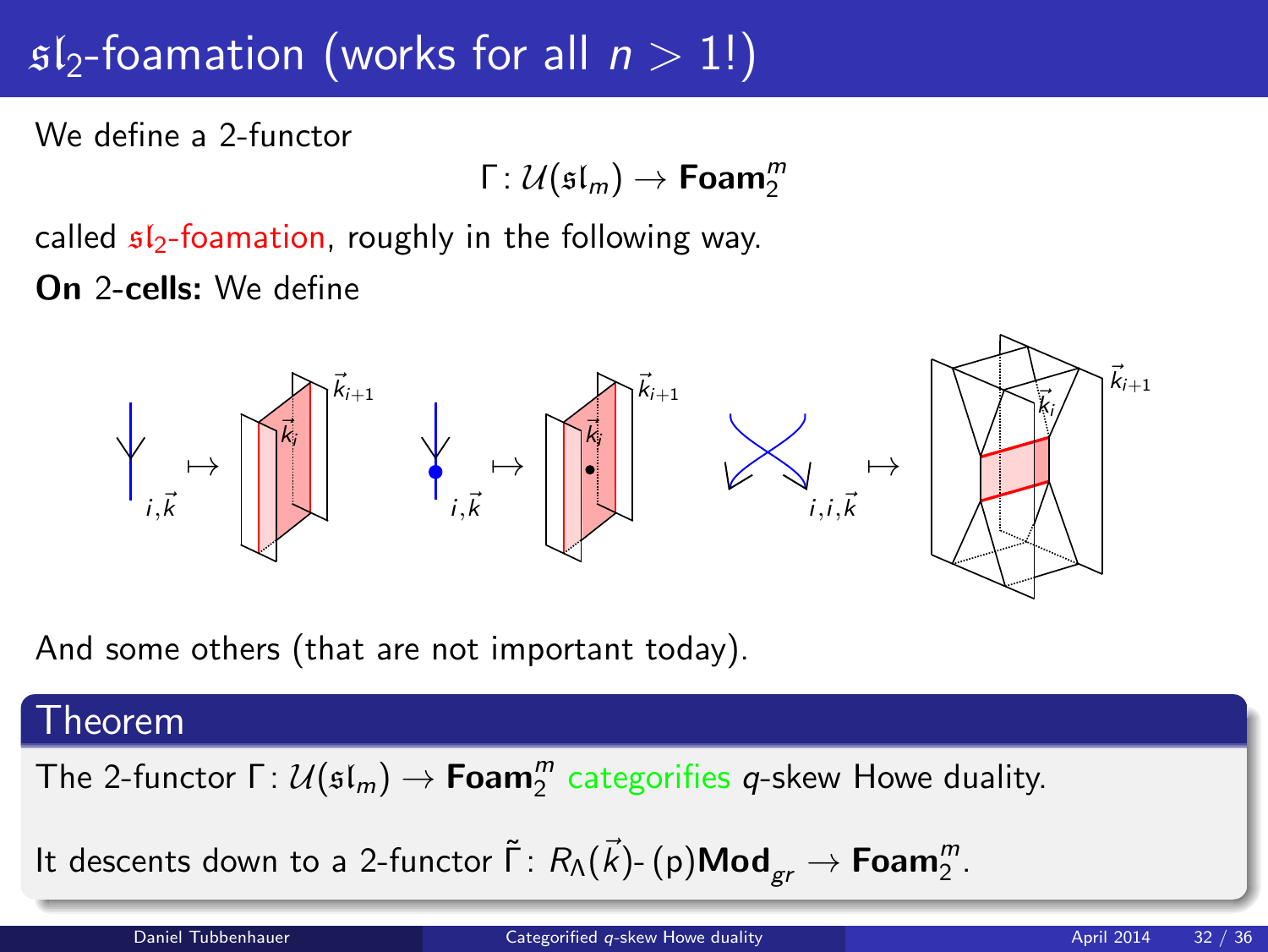# $\mathfrak{sl}_2$-foamation (works for all $n > 1$!)

We define a 2-functor

$$\Gamma\colon \mathcal{U}(\mathfrak{sl}_m) \to \mathbf{Foam}_2^m$$

called $\mathfrak{sl}_2$-foamation, roughly in the following way.

**On** 2-**cells:** We define

And some others (that are not important today).

## Theorem

The 2-functor $\Gamma\colon \mathcal{U}(\mathfrak{sl}_m) \to \mathbf{Foam}_2^m$ categorifies $q$-skew Howe duality.

It descents down to a 2-functor $\tilde{\Gamma}\colon R_\Lambda(\vec{k})\text{-}(\mathrm{p})\mathbf{Mod}_{gr} \to \mathbf{Foam}_2^m$.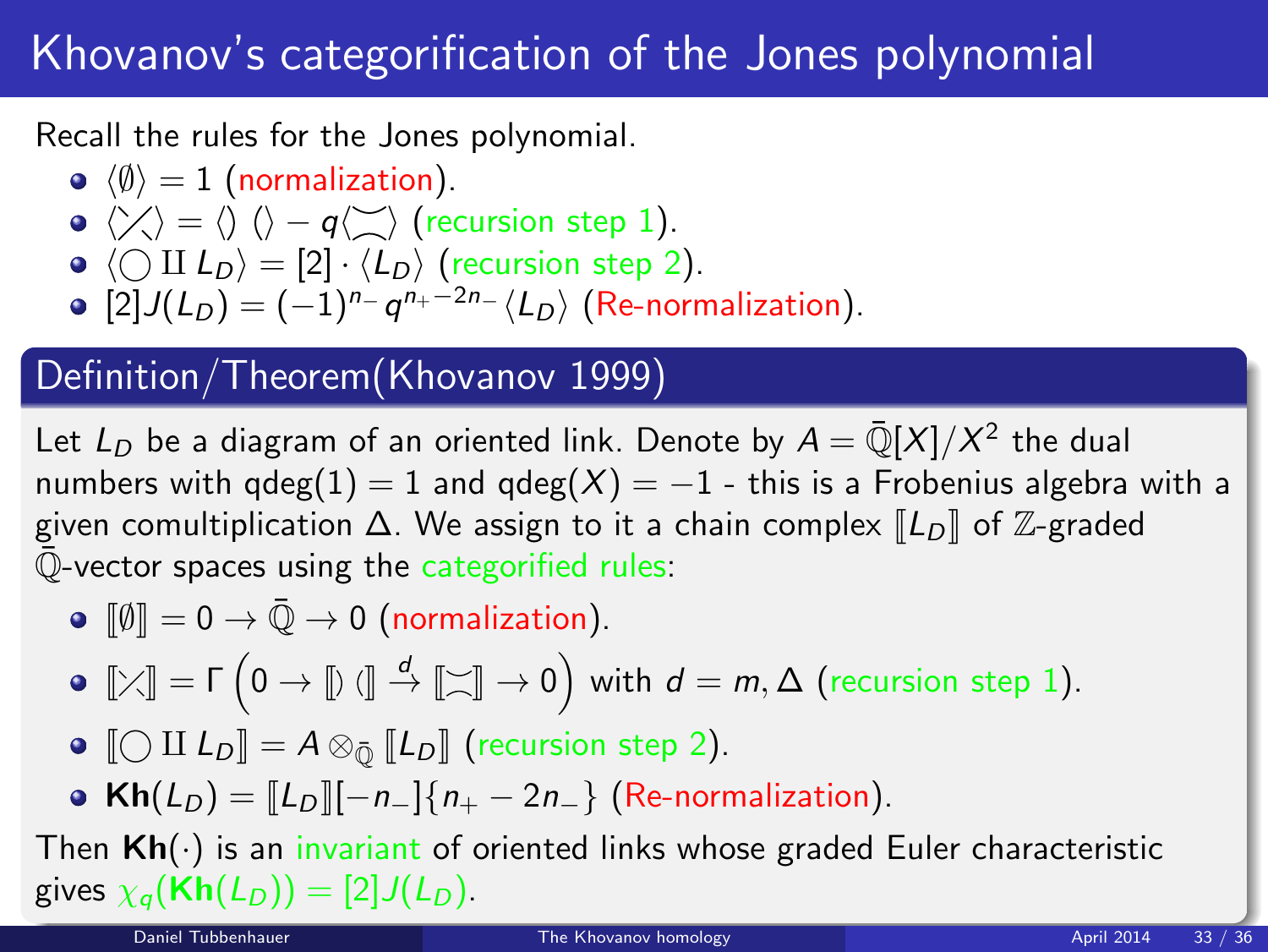# Khovanov's categorification of the Jones polynomial

Recall the rules for the Jones polynomial.

- $\langle \emptyset \rangle = 1$ (normalization).
- $\langle \times \rangle = \langle ) ( \rangle - q \langle \asymp \rangle$ (recursion step 1).
- $\langle \bigcirc \amalg L_D \rangle = [2] \cdot \langle L_D \rangle$ (recursion step 2).
- $[2]J(L_D) = (-1)^{n_-} q^{n_+ - 2n_-} \langle L_D \rangle$ (Re-normalization).

## Definition/Theorem(Khovanov 1999)

Let $L_D$ be a diagram of an oriented link. Denote by $A = \bar{\mathbb{Q}}[X]/X^2$ the dual numbers with $\mathrm{qdeg}(1) = 1$ and $\mathrm{qdeg}(X) = -1$ - this is a Frobenius algebra with a given comultiplication $\Delta$. We assign to it a chain complex $[\![L_D]\!]$ of $\mathbb{Z}$-graded $\bar{\mathbb{Q}}$-vector spaces using the categorified rules:

- $[\![\emptyset]\!] = 0 \to \bar{\mathbb{Q}} \to 0$ (normalization).
- $[\![\times]\!] = \Gamma\left(0 \to [\![ ) ( ]\!] \xrightarrow{d} [\![\asymp]\!] \to 0\right)$ with $d = m, \Delta$ (recursion step 1).
- $[\![\bigcirc \amalg L_D]\!] = A \otimes_{\bar{\mathbb{Q}}} [\![L_D]\!]$ (recursion step 2).
- $\mathbf{Kh}(L_D) = [\![L_D]\!][-n_-]\{n_+ - 2n_-\}$ (Re-normalization).

Then $\mathbf{Kh}(\cdot)$ is an invariant of oriented links whose graded Euler characteristic gives $\chi_q(\mathbf{Kh}(L_D)) = [2]J(L_D)$.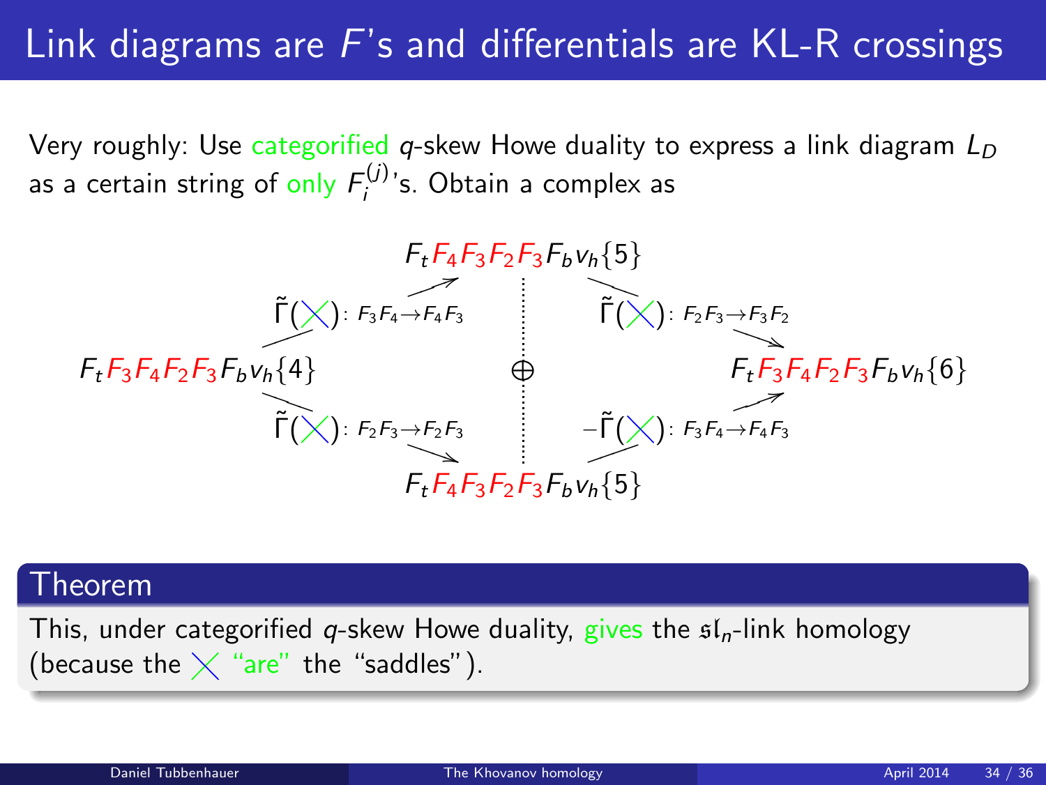# Link diagrams are $F$'s and differentials are KL-R crossings

Very roughly: Use categorified $q$-skew Howe duality to express a link diagram $L_D$ as a certain string of only $F_i^{(j)}$'s. Obtain a complex as

$$
\begin{array}{ccccc}
 & & F_tF_4F_3F_2F_3F_bv_h\{5\} & & \\
 & \nearrow \tilde{\Gamma}(\times): F_3F_4\to F_4F_3 & & \searrow \tilde{\Gamma}(\times): F_2F_3\to F_3F_2 & \\
F_tF_3F_4F_2F_3F_bv_h\{4\} & & \oplus & & F_tF_3F_4F_2F_3F_bv_h\{6\} \\
 & \searrow \tilde{\Gamma}(\times): F_2F_3\to F_2F_3 & & \nearrow -\tilde{\Gamma}(\times): F_3F_4\to F_4F_3 & \\
 & & F_tF_4F_3F_2F_3F_bv_h\{5\} & &
\end{array}
$$

## Theorem

This, under categorified $q$-skew Howe duality, gives the $\mathfrak{sl}_n$-link homology (because the $\times$ "are" the "saddles").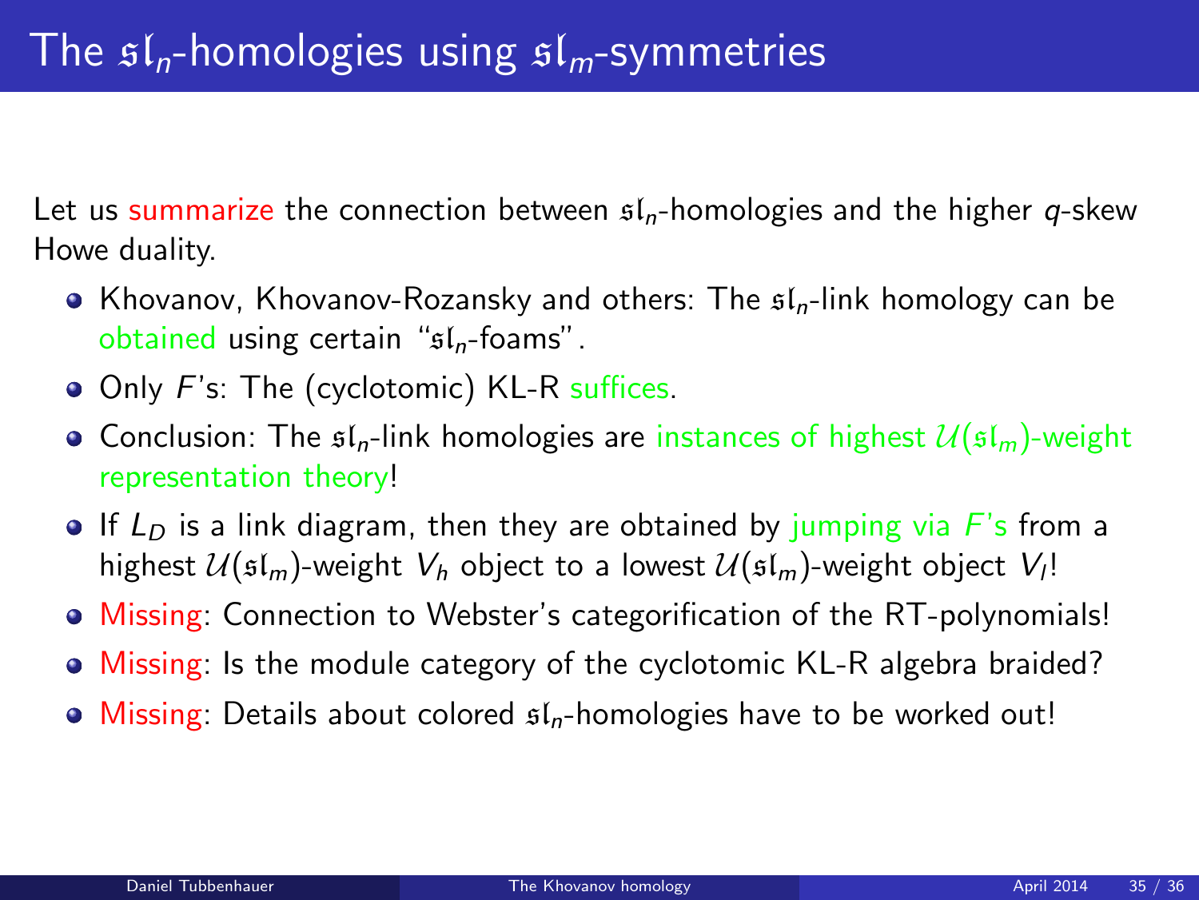# The $\mathfrak{sl}_n$-homologies using $\mathfrak{sl}_m$-symmetries

Let us summarize the connection between $\mathfrak{sl}_n$-homologies and the higher $q$-skew Howe duality.

- Khovanov, Khovanov-Rozansky and others: The $\mathfrak{sl}_n$-link homology can be obtained using certain "$\mathfrak{sl}_n$-foams".
- Only $F$'s: The (cyclotomic) KL-R suffices.
- Conclusion: The $\mathfrak{sl}_n$-link homologies are instances of highest $\mathcal{U}(\mathfrak{sl}_m)$-weight representation theory!
- If $L_D$ is a link diagram, then they are obtained by jumping via $F$'s from a highest $\mathcal{U}(\mathfrak{sl}_m)$-weight $V_h$ object to a lowest $\mathcal{U}(\mathfrak{sl}_m)$-weight object $V_l$!
- Missing: Connection to Webster's categorification of the RT-polynomials!
- Missing: Is the module category of the cyclotomic KL-R algebra braided?
- Missing: Details about colored $\mathfrak{sl}_n$-homologies have to be worked out!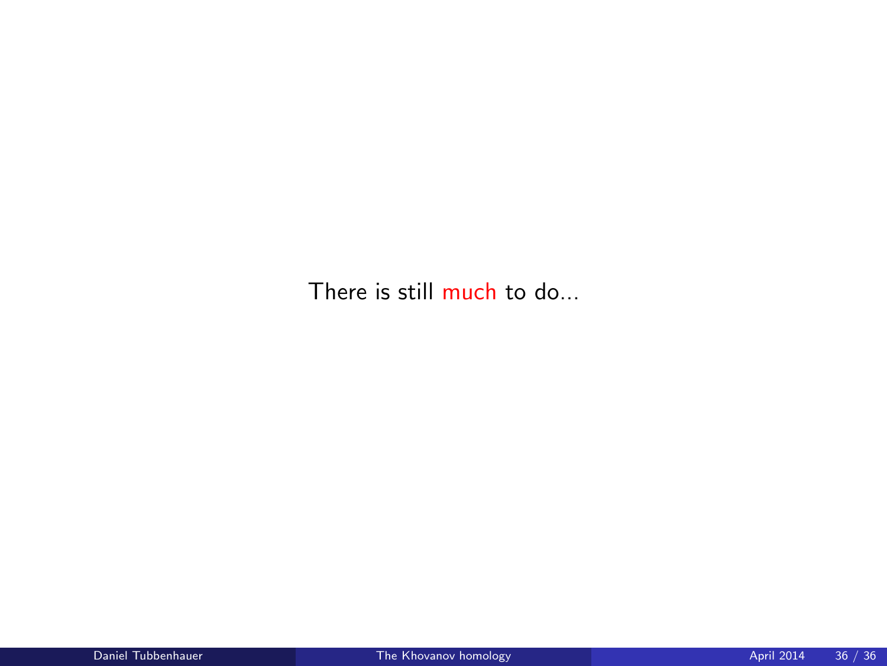There is still much to do...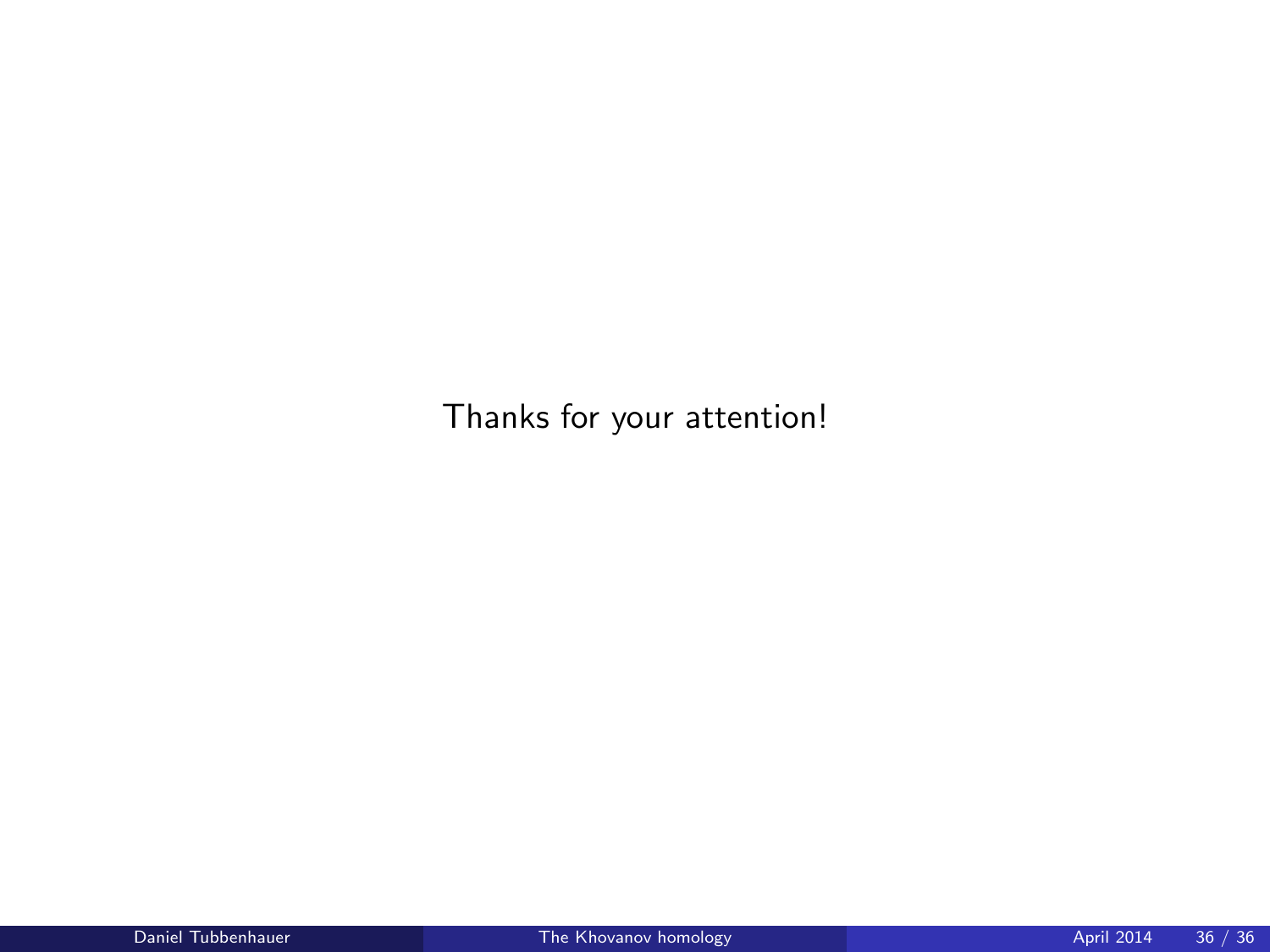Thanks for your attention!